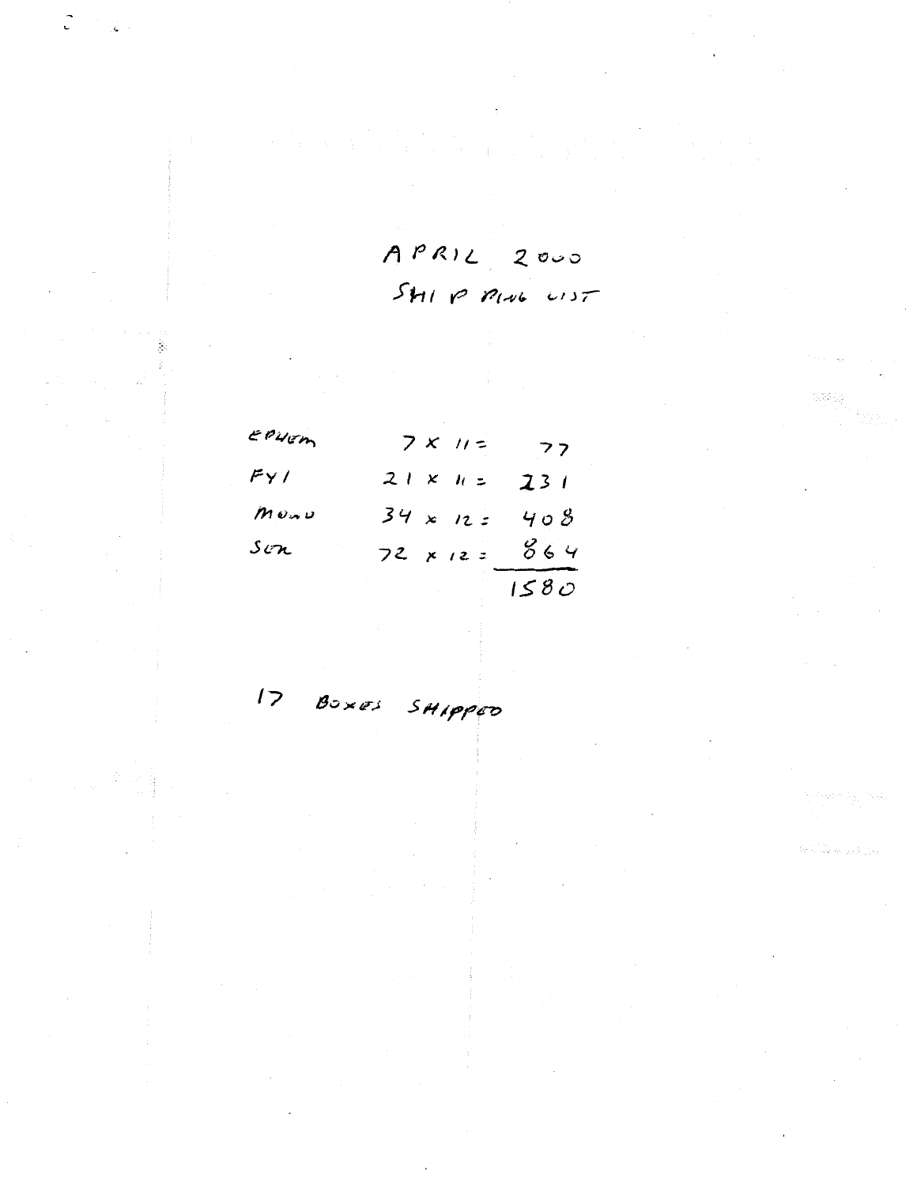APRIL 2000
SHIPPING LIST

| | | |
|---|---|---|
| EPWEM | 7 x 11 = | 77 |
| FYI | 21 x 11 = | 231 |
| MONO | 34 x 12 = | 408 |
| SCN | 72 x 12 = | 864 |
| | | 1580 |

17 BOXES SHIPPED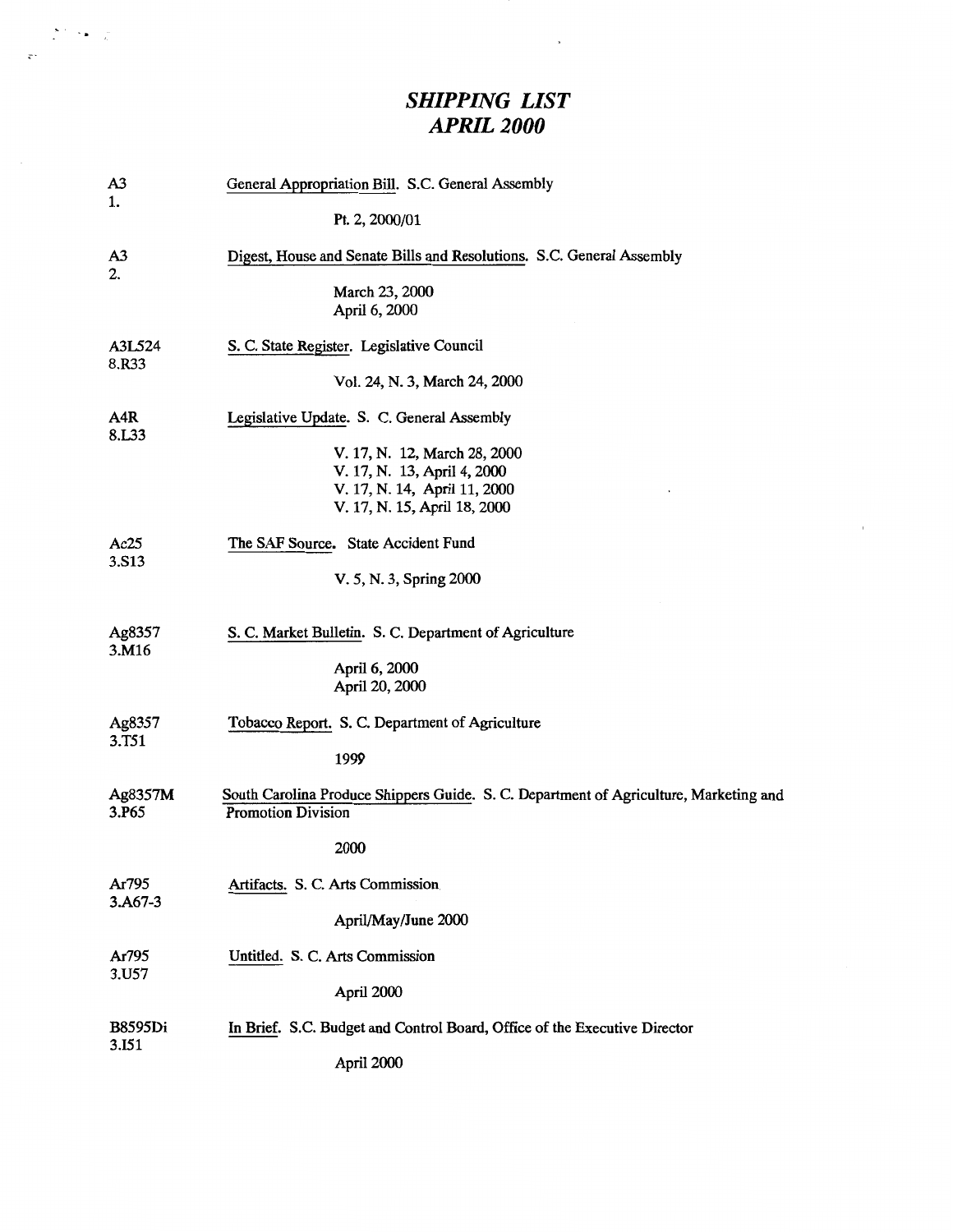# *SHIPPING LIST*
# *APRIL 2000*

A3
1.
General Appropriation Bill. S.C. General Assembly

Pt. 2, 2000/01

A3
2.
Digest, House and Senate Bills and Resolutions. S.C. General Assembly

March 23, 2000
April 6, 2000

A3L524
8.R33
S. C. State Register. Legislative Council

Vol. 24, N. 3, March 24, 2000

A4R
8.L33
Legislative Update. S. C. General Assembly

V. 17, N. 12, March 28, 2000
V. 17, N. 13, April 4, 2000
V. 17, N. 14, April 11, 2000
V. 17, N. 15, April 18, 2000

Ac25
3.S13
The SAF Source. State Accident Fund

V. 5, N. 3, Spring 2000

Ag8357
3.M16
S. C. Market Bulletin. S. C. Department of Agriculture

April 6, 2000
April 20, 2000

Ag8357
3.T51
Tobacco Report. S. C. Department of Agriculture

1999

Ag8357M
3.P65
South Carolina Produce Shippers Guide. S. C. Department of Agriculture, Marketing and Promotion Division

2000

Ar795
3.A67-3
Artifacts. S. C. Arts Commission

April/May/June 2000

Ar795
3.U57
Untitled. S. C. Arts Commission

April 2000

B8595Di
3.I51
In Brief. S.C. Budget and Control Board, Office of the Executive Director

April 2000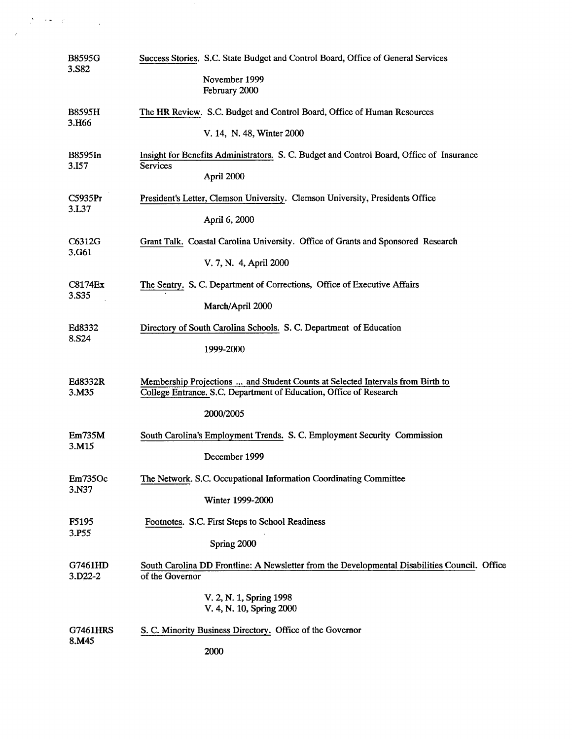B8595G
3.S82

Success Stories. S.C. State Budget and Control Board, Office of General Services

November 1999
February 2000

B8595H
3.H66

The HR Review. S.C. Budget and Control Board, Office of Human Resources

V. 14, N. 48, Winter 2000

B8595In
3.I57

Insight for Benefits Administrators. S. C. Budget and Control Board, Office of Insurance Services

April 2000

C5935Pr
3.L37

President's Letter, Clemson University. Clemson University, Presidents Office

April 6, 2000

C6312G
3.G61

Grant Talk. Coastal Carolina University. Office of Grants and Sponsored Research

V. 7, N. 4, April 2000

C8174Ex
3.S35

The Sentry. S. C. Department of Corrections, Office of Executive Affairs

March/April 2000

Ed8332
8.S24

Directory of South Carolina Schools. S. C. Department of Education

1999-2000

Ed8332R
3.M35

Membership Projections ... and Student Counts at Selected Intervals from Birth to College Entrance. S.C. Department of Education, Office of Research

2000/2005

Em735M
3.M15

South Carolina's Employment Trends. S. C. Employment Security Commission

December 1999

Em735Oc
3.N37

The Network. S.C. Occupational Information Coordinating Committee

Winter 1999-2000

F5195
3.P55

Footnotes. S.C. First Steps to School Readiness

Spring 2000

G7461HD
3.D22-2

South Carolina DD Frontline: A Newsletter from the Developmental Disabilities Council. Office of the Governor

V. 2, N. 1, Spring 1998
V. 4, N. 10, Spring 2000

G7461HRS
8.M45

S. C. Minority Business Directory. Office of the Governor

2000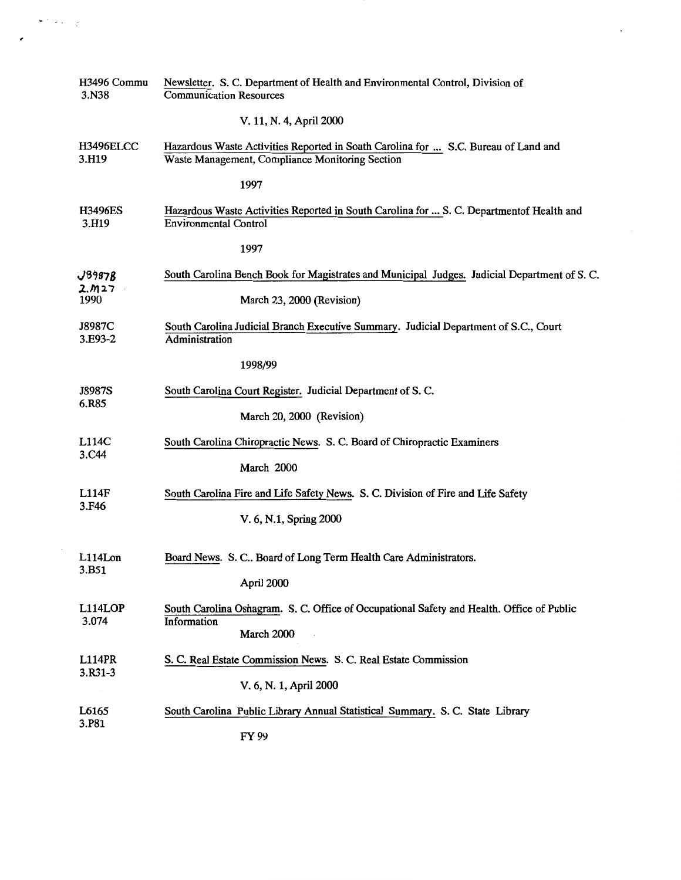| | |
|---|---|
| H3496 Commu<br>3.N38 | Newsletter. S. C. Department of Health and Environmental Control, Division of Communication Resources<br><br>V. 11, N. 4, April 2000 |
| H3496ELCC<br>3.H19 | Hazardous Waste Activities Reported in South Carolina for ... S.C. Bureau of Land and Waste Management, Compliance Monitoring Section<br><br>1997 |
| H3496ES<br>3.H19 | Hazardous Waste Activities Reported in South Carolina for ... S. C. Departmentof Health and Environmental Control<br><br>1997 |
| J8987B<br>2.M27<br>1990 | South Carolina Bench Book for Magistrates and Municipal Judges. Judicial Department of S. C.<br><br>March 23, 2000 (Revision) |
| J8987C<br>3.E93-2 | South Carolina Judicial Branch Executive Summary. Judicial Department of S.C., Court Administration<br><br>1998/99 |
| J8987S<br>6.R85 | South Carolina Court Register. Judicial Department of S. C.<br><br>March 20, 2000 (Revision) |
| L114C<br>3.C44 | South Carolina Chiropractic News. S. C. Board of Chiropractic Examiners<br><br>March 2000 |
| L114F<br>3.F46 | South Carolina Fire and Life Safety News. S. C. Division of Fire and Life Safety<br><br>V. 6, N.1, Spring 2000 |
| L114Lon<br>3.B51 | Board News. S. C.. Board of Long Term Health Care Administrators.<br><br>April 2000 |
| L114LOP<br>3.074 | South Carolina Oshagram. S. C. Office of Occupational Safety and Health. Office of Public Information<br><br>March 2000 |
| L114PR<br>3.R31-3 | S. C. Real Estate Commission News. S. C. Real Estate Commission<br><br>V. 6, N. 1, April 2000 |
| L6165<br>3.P81 | South Carolina Public Library Annual Statistical Summary. S. C. State Library<br><br>FY 99 |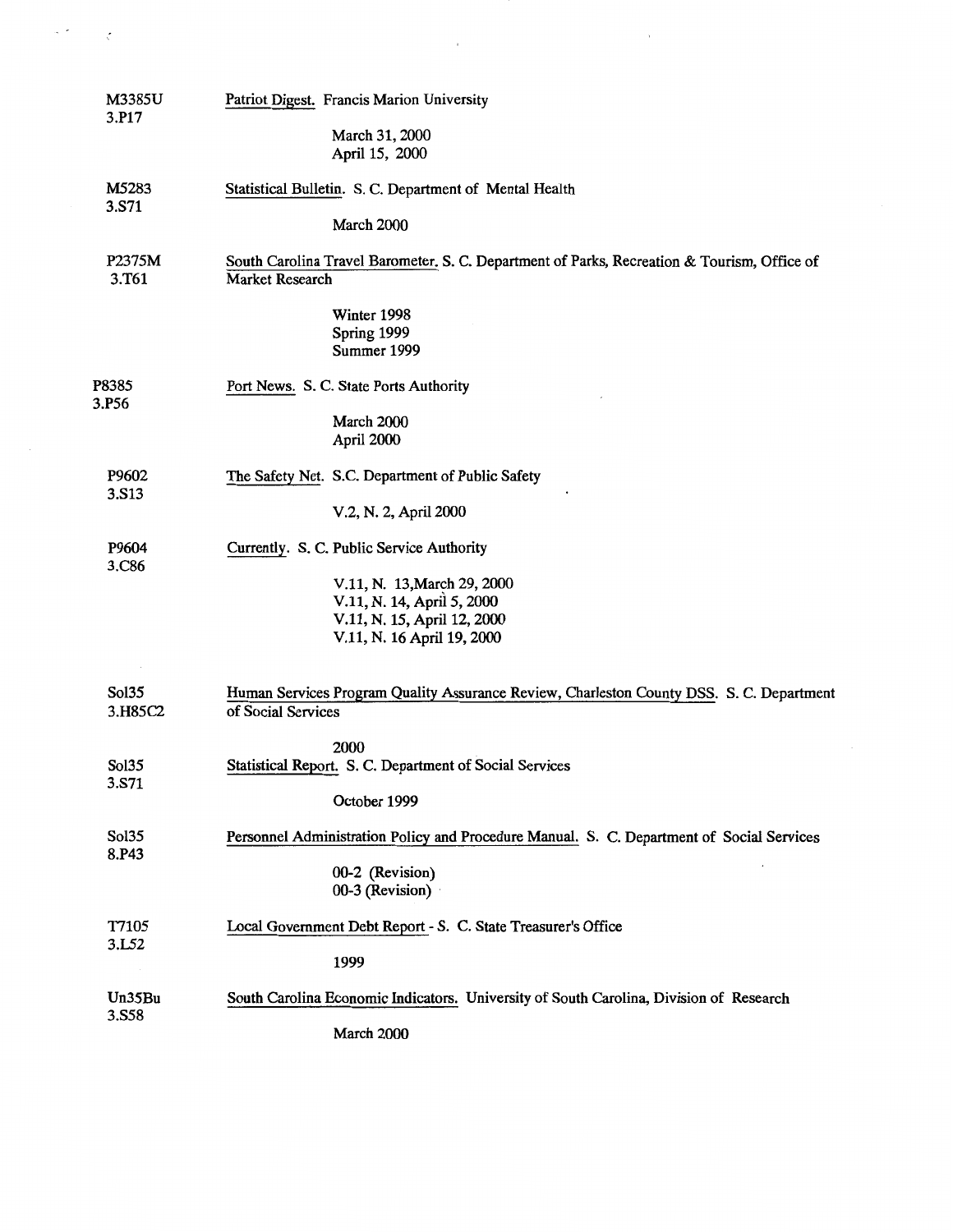M3385U
3.P17

Patriot Digest. Francis Marion University

March 31, 2000
April 15, 2000

M5283
3.S71

Statistical Bulletin. S. C. Department of Mental Health

March 2000

P2375M
3.T61

South Carolina Travel Barometer. S. C. Department of Parks, Recreation & Tourism, Office of Market Research

Winter 1998
Spring 1999
Summer 1999

P8385
3.P56

Port News. S. C. State Ports Authority

March 2000
April 2000

P9602
3.S13

The Safety Net. S.C. Department of Public Safety

V.2, N. 2, April 2000

P9604
3.C86

Currently. S. C. Public Service Authority

V.11, N. 13,March 29, 2000
V.11, N. 14, April 5, 2000
V.11, N. 15, April 12, 2000
V.11, N. 16 April 19, 2000

Sol35
3.H85C2

Human Services Program Quality Assurance Review, Charleston County DSS. S. C. Department of Social Services

2000

Sol35
3.S71

Statistical Report. S. C. Department of Social Services

October 1999

Sol35
8.P43

Personnel Administration Policy and Procedure Manual. S. C. Department of Social Services

00-2 (Revision)
00-3 (Revision)

T7105
3.L52

Local Government Debt Report - S. C. State Treasurer's Office

1999

Un35Bu
3.S58

South Carolina Economic Indicators. University of South Carolina, Division of Research

March 2000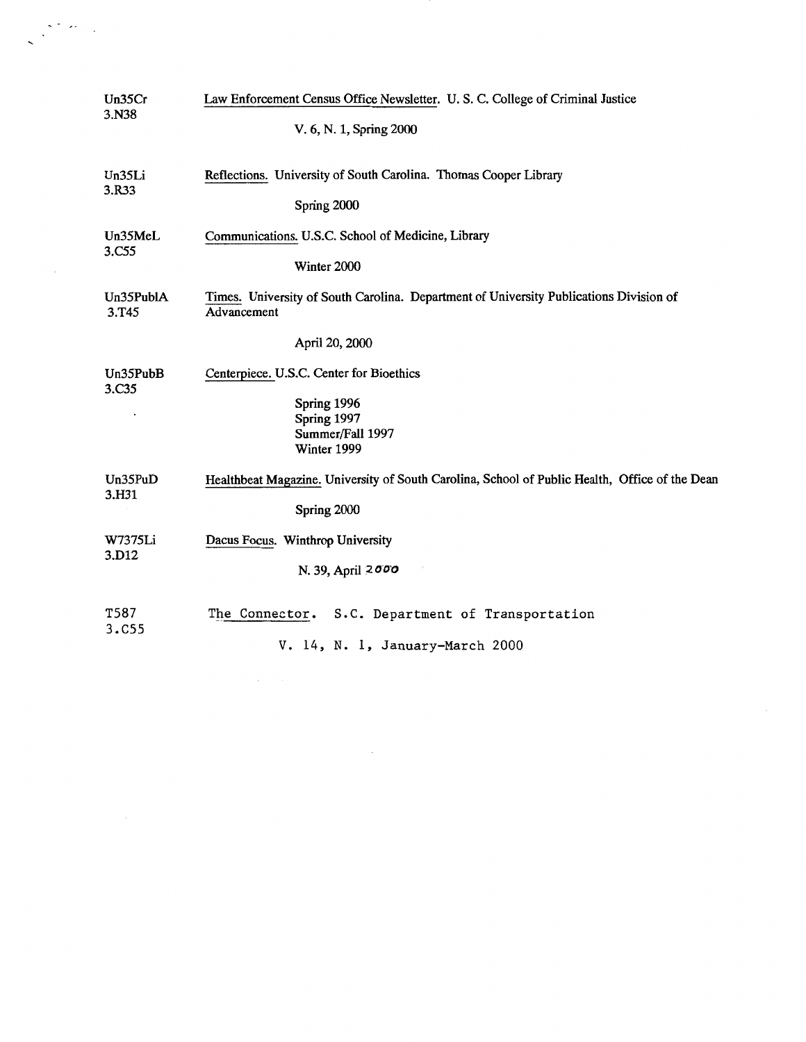Un35Cr
3.N38

Law Enforcement Census Office Newsletter. U. S. C. College of Criminal Justice

V. 6, N. 1, Spring 2000

Un35Li
3.R33

Reflections. University of South Carolina. Thomas Cooper Library

Spring 2000

Un35MeL
3.C55

Communications. U.S.C. School of Medicine, Library

Winter 2000

Un35PublA
3.T45

Times. University of South Carolina. Department of University Publications Division of Advancement

April 20, 2000

Un35PubB
3.C35

Centerpiece. U.S.C. Center for Bioethics

Spring 1996
Spring 1997
Summer/Fall 1997
Winter 1999

Un35PuD
3.H31

Healthbeat Magazine. University of South Carolina, School of Public Health, Office of the Dean

Spring 2000

W7375Li
3.D12

Dacus Focus. Winthrop University

N. 39, April 2000

T587
3.C55

The Connector. S.C. Department of Transportation

V. 14, N. 1, January-March 2000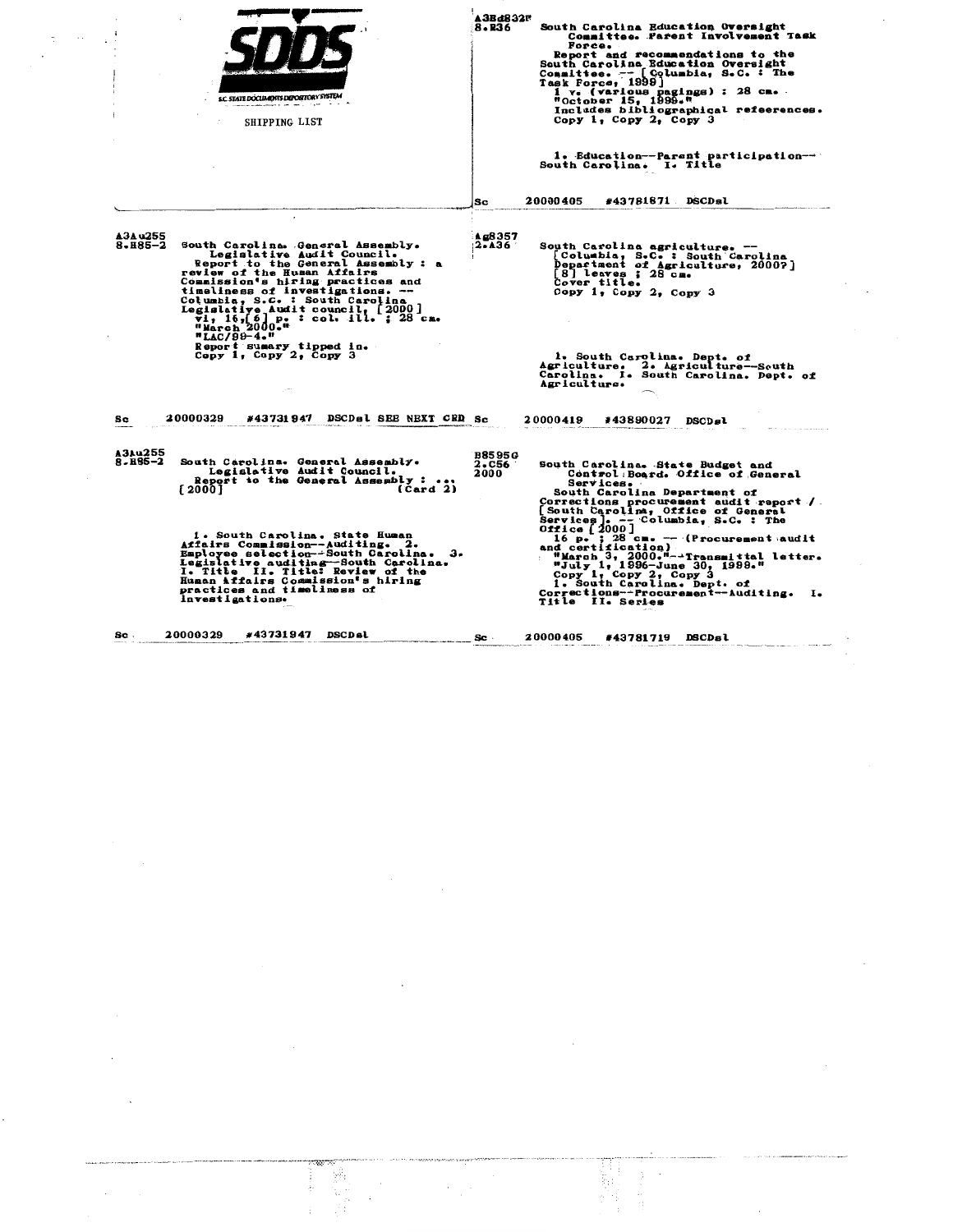**SDDS**

S.C. STATE DOCUMENTS DEPOSITORY SYSTEM

SHIPPING LIST

---

A3Ed832P
8.E36

South Carolina Education Oversight Committee. Parent Involvement Task Force.
Report and recommendations to the South Carolina Education Oversight Committee. -- [Columbia, S.C. : The Task Force, 1999]
1 v. (various pagings) : 28 cm.
"October 15, 1999."
Includes bibliographical refeerences.
Copy 1, Copy 2, Copy 3

1. Education--Parent participation--South Carolina. I. Title

Sc 20000405 #43781871 DSCDsl

---

A3Au255
8.H85-2

South Carolina. General Assembly. Legislative Audit Council.
Report to the General Assembly : a review of the Human Affairs Commission's hiring practices and timeliness of investigations. -- Columbia, S.C. : South Carolina Legislative Audit council, [2000]
vi, 16, [6] p. : col. ill. ; 28 cm.
"March 2000."
"LAC/99-4."
Report sumary tipped in.
Copy 1, Copy 2, Copy 3

Sc 20000329 #43731947 DSCDsl SEE NEXT CRD

---

Ag8357
2.A36

South Carolina agriculture. -- [Columbia, S.C. : South Carolina Department of Agriculture, 2000?]
[8] leaves ; 28 cm.
Cover title.
Copy 1, Copy 2, Copy 3

1. South Carolina. Dept. of Agriculture. 2. Agriculture--South Carolina. I. South Carolina. Dept. of Agriculture.

Sc 20000419 #43890027 DSCDsl

---

A3Au255
8.H85-2

South Carolina. General Assembly. Legislative Audit Council.
Report to the General Assembly : ... [2000] (Card 2)

1. South Carolina. State Human Affairs Commission--Auditing. 2. Employee selection--South Carolina. 3. Legislative auditing--South Carolina. I. Title II. Title: Review of the Human Affairs Commission's hiring practices and timeliness of investigations.

Sc 20000329 #43731947 DSCDsl

---

B8595G
2.C56
2000

South Carolina. State Budget and Control Board. Office of General Services.
South Carolina Department of Corrections procurement audit report / [South Carolina, Office of General Services]. -- Columbia, S.C. : The Office [2000]
16 p. ; 28 cm. -- (Procurement audit and certification)
"March 3, 2000."--Transmittal letter.
"July 1, 1996-June 30, 1999."
Copy 1, Copy 2, Copy 3
1. South Carolina. Dept. of Corrections--Procurement--Auditing. I. Title II. Series

Sc 20000405 #43781719 DSCDsl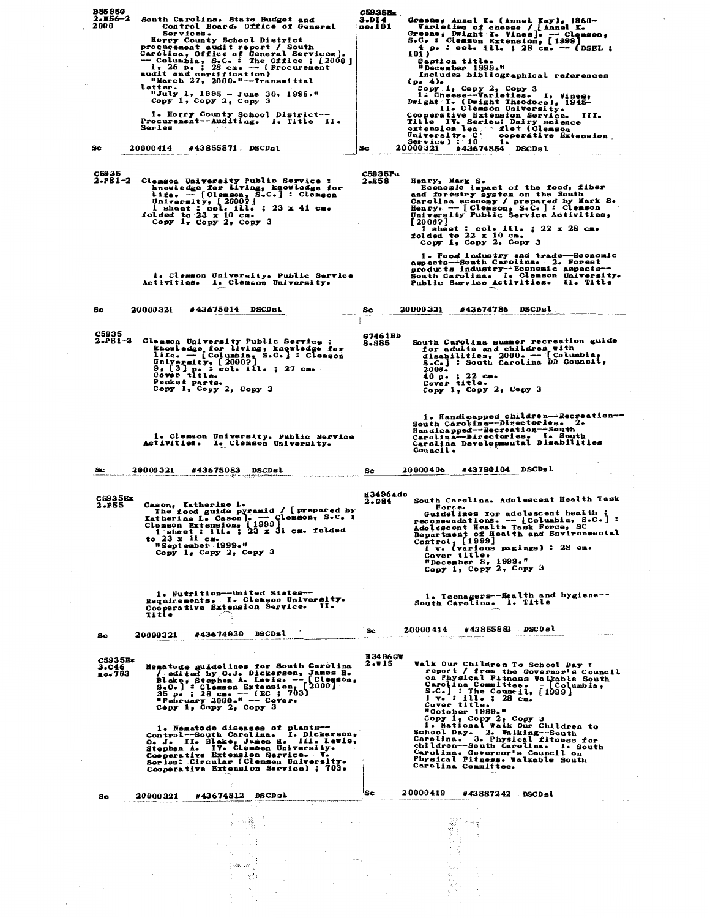B8595G
2.H56-2
2000

South Carolina. State Budget and Control Board. Office of General Services.
Horry County School District procurement audit report / South Carolina, Office of General Services]. -- Columbia, S.C. : The Office ; [2000]
i, 26 p. ; 28 cm. -- (Procurement audit and certification)
"March 27, 2000."--Transmittal letter.
"July 1, 1995 - June 30, 1998."
Copy 1, Copy 2, Copy 3

1. Horry County School District--Procurement--Auditing. I. Title II. Series

Sc 20000414 #43855871 DSCDsl

---

C5935Ex
3.D14
no.101

Greene, Annel K. (Annel Kay), 1960-
Varieties of cheese / [Annel K. Greene, Dwight T. Vines]. -- Clemson, S.C. : Clemson Extension, [1999]
4 p. : col. ill. ; 28 cm. -- (DSEL ; 101)
Caption title.
"December 1999."
Includes bibliographical references (p. 4).
Copy 1, Copy 2, Copy 3
1. Cheese--Varieties. I. Vines, Dwight T. (Dwight Theodore), 1945- II. Clemson University. Cooperative Extension Service. III. Title IV. Series: Dairy science extension leaflet (Clemson University. Cooperative Extension Service) ; 101.

Sc 20000321 #43674854 DSCDsl

---

C5935
2.P81-2

Clemson University Public Service : knowledge for living, knowledge for life. -- [Clemson, S.C.] : Clemson University, [2000?]
1 sheet : col. ill. ; 23 x 41 cm. folded to 23 x 10 cm.
Copy 1, Copy 2, Copy 3

1. Clemson University. Public Service Activities. I. Clemson University.

Sc 20000321 #43675014 DSCDsl

---

C5935Pu
2.E58

Henry, Mark S.
Economic impact of the food, fiber and forestry system on the South Carolina economy / prepared by Mark S. Henry. -- [Clemson, S.C.] : Clemson University Public Service Activities, [2000?]
1 sheet : col. ill. ; 22 x 28 cm. folded to 22 x 10 cm.
Copy 1, Copy 2, Copy 3

1. Food industry and trade--Economic aspects--South Carolina. 2. Forest products industry--Economic aspects--South Carolina. I. Clemson University. Public Service Activities. II. Title

Sc 20000321 #43674786 DSCDsl

---

C5935
2.P81-3

Clemson University Public Service : knowledge for living, knowledge for life. -- [Columbia, S.C.] : Clemson University, [2000?]
8, [3] p. : col. ill. ; 27 cm.
Cover title.
Pocket parts.
Copy 1, Copy 2, Copy 3

1. Clemson University. Public Service Activities. I. Clemson University.

Sc 20000321 #43675083 DSCDsl

---

G7461HD
8.S85

South Carolina summer recreation guide for adults and children with disabilities, 2000. -- [Columbia, S.C.] : South Carolina DD Council, 2000.
40 p. ; 22 cm.
Cover title.
Copy 1, Copy 2, Copy 3

1. Handicapped children--Recreation--South Carolina--Directories. 2. Handicapped--Recreation--South Carolina--Directories. I. South Carolina Developmental Disabilities Council.

Sc 20000406 #43790104 DSCDsl

---

C5935Ex
2.F55

Cason, Katherine L.
The food guide pyramid / [prepared by Katherine L. Cason]. -- Clemson, S.C. : Clemson Extension, [1999]
1 sheet : ill. ; 23 x 31 cm. folded to 23 x 11 cm.
"September 1999."
Copy 1, Copy 2, Copy 3

1. Nutrition--United States--Requirements. I. Clemson University. Cooperative Extension Service. II. Title

Sc 20000321 #43674930 DSCDsl

---

H3496Ado
2.G84

South Carolina. Adolescent Health Task Force.
Guidelines for adolescent health : recommendations. -- [Columbia, S.C.] : Adolescent Health Task Force, SC Department of Health and Environmental Control, [1999]
1 v. (various pagings) : 28 cm.
Cover title.
"December 8, 1999."
Copy 1, Copy 2, Copy 3

1. Teenagers--Health and hygiene--South Carolina. I. Title

Sc 20000414 #43855883 DSCDsl

---

C5935Ex
3.C46
no.703

Nematode guidelines for South Carolina / edited by O.J. Dickerson, James H. Blake, Stephen A. Lewis. -- [Clemson, S.C.] : Clemson Extension, [2000]
35 p. ; 28 cm. -- (EC ; 703)
"February 2000." -- Cover.
Copy 1, Copy 2, Copy 3

1. Nematode diseases of plants--Control--South Carolina. I. Dickerson, O. J. II. Blake, James H. III. Lewis, Stephen A. IV. Clemson University. Cooperative Extension Service. V. Series: Circular (Clemson University. Cooperative Extension Service) ; 703.

Sc 20000321 #43674812 DSCDsl

---

H3496GW
2.W15

Walk Our Children To School Day : report / from the Governor's Council on Physical Fitness Walkable South Carolina Committee. -- [Columbia, S.C.] : The Council, [1999]
1 v. : ill. ; 28 cm.
Cover title.
"October 1999."
Copy 1, Copy 2, Copy 3
1. National Walk Our Children to School Day. 2. Walking--South Carolina. 3. Physical fitness for children--South Carolina. I. South Carolina. Governor's Council on Physical Fitness. Walkable South Carolina Committee.

Sc 20000419 #43887242 DSCDsl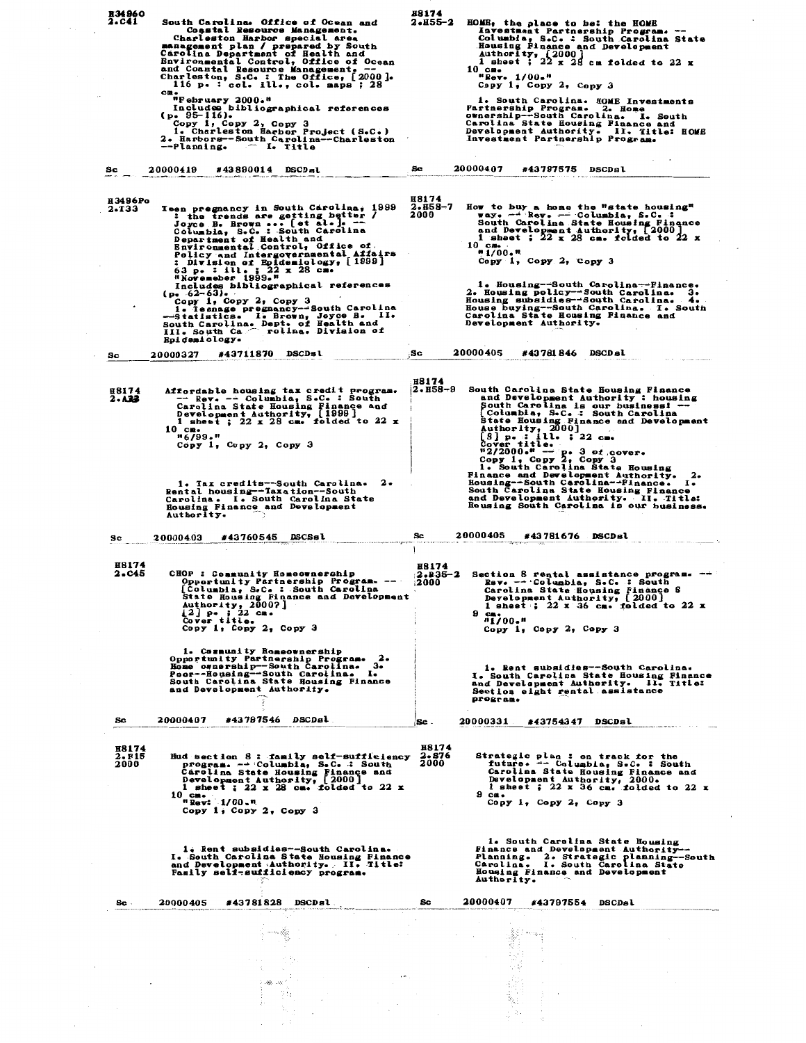H3496O
2.C41

South Carolina. Office of Ocean and Coastal Resource Management.
Charleston Harbor special area management plan / prepared by South Carolina Department of Health and Environmental Control, Office of Ocean and Coastal Resource Management. -- Charleston, S.C. : The Office, [2000].
116 p. : col. ill., col. maps ; 28 cm.
"February 2000."
Includes bibliographical references (p. 95-116).
Copy 1, Copy 2, Copy 3
1. Charleston Harbor Project (S.C.) 2. Harbors--South Carolina--Charleston --Planning. I. Title

Sc 20000419 #43890014 DSCDsl

---

H8174
2.H55-2

HOME, the place to be: the HOME Investment Partnership Program. -- Columbia, S.C. : South Carolina State Housing Finance and Development Authority, [2000]
1 sheet ; 22 x 28 cm folded to 22 x 10 cm.
"Rev. 1/00."
Copy 1, Copy 2, Copy 3

1. South Carolina. HOME Investments Partnership Program. 2. Home ownership--South Carolina. I. South Carolina State Housing Finance and Development Authority. II. Title: HOME Investment Partnership Program.

Sc 20000407 #43797575 DSCDsl

---

H3496Po
2.T33

Teen pregnancy in South Carolina, 1999 : the trends are getting better / Joyce B. Brown ... [et al.]. -- Columbia, S.C. : South Carolina Department of Health and Environmental Control, Office of Policy and Intergovernmental Affairs : Division of Epidemiology, [1999]
63 p. : ill. ; 22 x 28 cm.
"Novemeber 1999."
Includes bibliographical references (p. 62-63).
Copy 1, Copy 2, Copy 3
1. Teenage pregnancy--South Carolina --Statistics. I. Brown, Joyce B. II. South Carolina. Dept. of Health and III. South Carolina. Division of Epidemiology.

Sc 20000327 #43711870 DSCDsl

---

H8174
2.H58-7
2000

How to buy a home the "state housing" way. -- Rev. -- Columbia, S.C. : South Carolina State Housing Finance and Development Authority, [2000]
1 sheet ; 22 x 28 cm. folded to 22 x 10 cm.
"1/00."
Copy 1, Copy 2, Copy 3

1. Housing--South Carolina--Finance. 2. Housing policy--South Carolina. 3. Housing subsidies--South Carolina. 4. House buying--South Carolina. I. South Carolina State Housing Finance and Development Authority.

Sc 20000405 #43781846 DSCDsl

---

H8174
2.A33

Affordable housing tax credit program. -- Rev. -- Columbia, S.C. : South Carolina State Housing Finance and Development Authority, [1999]
1 sheet ; 22 x 28 cm. folded to 22 x 10 cm.
"6/99."
Copy 1, Copy 2, Copy 3

1. Tax credits--South Carolina. 2. Rental housing--Taxation--South Carolina. I. South Carolina State Housing Finance and Development Authority.

Sc 20000403 #43760545 DSCSsl

---

H8174
2.H58-9

South Carolina State Housing Finance and Development Authority : housing South Carolina is our business! -- [Columbia, S.C. : South Carolina State Housing Finance and Development Authority, 2000]
[8] p. : ill. ; 22 cm.
Cover title.
"2/2000." -- p. 3 of cover.
Copy 1, Copy 2, Copy 3
1. South Carolina State Housing Finance and Development Authority. 2. Housing--South Carolina--Finance. I. South Carolina State Housing Finance and Development Authority. II. Title: Housing South Carolina is our business.

Sc 20000405 #43781676 DSCDsl

---

H8174
2.C45

CHOP : Community Homeownership Opportunity Partnership Program. -- [Columbia, S.C. : South Carolina State Housing Finance and Development Authority, 2000?]
[2] p. ; 22 cm.
Cover title.
Copy 1, Copy 2, Copy 3

1. Community Homeownership Opportunity Partnership Program. 2. Home ownership--South Carolina. 3. Poor--Housing--South Carolina. I. South Carolina State Housing Finance and Development Authority.

Sc 20000407 #43787546 DSCDsl

---

H8174
2.S35-2
2000

Section 8 rental assistance program. -- Rev. -- Columbia, S.C. : South Carolina State Housing Finance & Development Authority, [2000]
1 sheet ; 22 x 36 cm. folded to 22 x 9 cm.
"1/00."
Copy 1, Copy 2, Copy 3

1. Rent subsidies--South Carolina. I. South Carolina State Housing Finance and Development Authority. II. Title: Section eight rental assistance program.

Sc 20000331 #43754347 DSCDsl

---

H8174
2.F15
2000

Hud section 8 : family self-sufficiency program. -- Columbia, S.C. : South Carolina State Housing Finance and Development Authority, [2000]
1 sheet ; 22 x 28 cm. folded to 22 x 10 cm.
"Rev: 1/00."
Copy 1, Copy 2, Copy 3

1. Rent subsidies--South Carolina. I. South Carolina State Housing Finance and Development Authority. II. Title: Family self-sufficiency program.

Sc 20000405 #43781828 DSCDsl

---

H8174
2.S76
2000

Strategic plan : on track for the future. -- Columbia, S.C. : South Carolina State Housing Finance and Development Authority, 2000.
1 sheet ; 22 x 36 cm. folded to 22 x 9 cm.
Copy 1, Copy 2, Copy 3

1. South Carolina State Housing Finance and Development Authority--Planning. 2. Strategic planning--South Carolina. I. South Carolina State Housing Finance and Development Authority.

Sc 20000407 #43797554 DSCDsl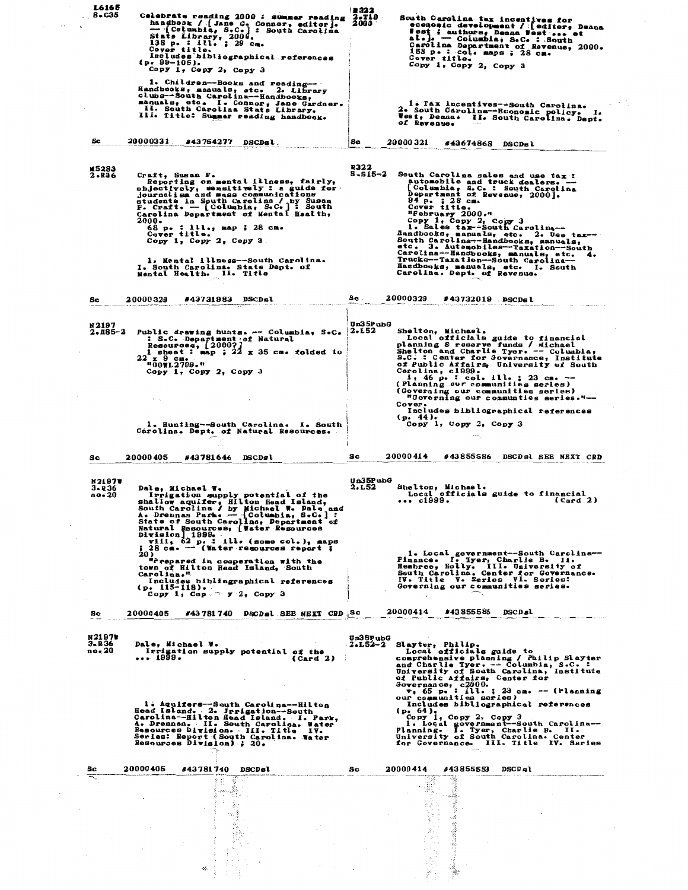L6165
8.C35

Celebrate reading 2000 : summer reading handbook / [Jane G. Connor, editor]. -- [Columbia, S.C.] : South Carolina State Library, 2000.
138 p. : ill. ; 29 cm.
Cover title.
Includes bibliographical references (p. 99-105).
Copy 1, Copy 2, Copy 3

1. Children--Books and reading--Handbooks, manuals, etc. 2. Library clubs--South Carolina--Handbooks, manuals, etc. I. Connor, Jane Gardner. II. South Carolina State Library. III. Title: Summer reading handbook.

Sc 20000331 #43754277 DSCDsl

---

R322
2.T18
2000

South Carolina tax incentives for economic development / [editor, Deana West ; authors, Deana West ... et al.]. -- Columbia, S.C. : South Carolina Department of Revenue, 2000.
153 p. : col. maps ; 28 cm.
Cover title.
Copy 1, Copy 2, Copy 3

1. Tax incentives--South Carolina. 2. South Carolina--Economic policy. I. West, Deana. II. South Carolina. Dept. of Revenue.

Sc 20000321 #43674868 DSCDsl

---

M5283
2.R36

Craft, Susan F.
Reporting on mental illness, fairly, objectively, sensitively : a guide for journalism and mass communications students in South Carolina / by Susan F. Craft. -- [Columbia, S.C.] : South Carolina Department of Mental Health, 2000.
68 p. : ill., map ; 28 cm.
Cover title.
Copy 1, Copy 2, Copy 3

1. Mental illness--South Carolina. I. South Carolina. State Dept. of Mental Health. II. Title

Sc 20000329 #43731983 DSCDsl

---

R322
8.S15-2

South Carolina sales and use tax : automobile and truck dealers. -- [Columbia, S.C. : South Carolina Department of Revenue, 2000].
84 p. ; 28 cm.
Cover title.
"February 2000."
Copy 1, Copy 2, Copy 3
1. Sales tax--South Carolina--Handbooks, manuals, etc. 2. Use tax--South Carolina--Handbooks, manuals, etc. 3. Automobiles--Taxation--South Carolina--Handbooks, manuals, etc. 4. Trucks--Taxation--South Carolina--Handbooks, manuals, etc. I. South Carolina. Dept. of Revenue.

Sc 20000329 #43732019 DSCDsl

---

N2197
2.H85-2

Public drawing hunts. -- Columbia, S.C. : S.C. Department of Natural Resources, [2000?]
1 sheet : map ; 22 x 35 cm. folded to 22 x 9 cm.
"00WL2799."
Copy 1, Copy 2, Copy 3

1. Hunting--South Carolina. I. South Carolina. Dept. of Natural Resources.

Sc 20000405 #43781646 DSCDsl

---

Un35PubG
2.L52

Shelton, Michael.
Local officials guide to financial planning & reserve funds / Michael Shelton and Charlie Tyer. -- Columbia, S.C. : Center for Governance, Institute of Public Affairs, University of South Carolina, c1999.
i, 46 p. : col. ill. ; 23 cm. -- (Planning our communities series) (Governing our communities series)
"Governing our communties series."--Cover.
Includes bibliographical references (p. 44).
Copy 1, Copy 2, Copy 3

Sc 20000414 #43855586 DSCDsl SEE NEXT CRD

---

N2197W
3.R36
no.20

Dale, Michael W.
Irrigation supply potential of the shallow aquifer, Hilton Head Island, South Carolina / by Michael W. Dale and A. Drennan Park. -- [Columbia, S.C.] : State of South Carolina, Department of Natural Resources, [Water Resources Division] 1999.
viii, 62 p. : ill. (some col.), maps ; 28 cm. -- (Water resources report ; 20)
"Prepared in cooperation with the town of Hilton Head Island, South Carolina."
Includes bibliographical references (p. 115-118).
Copy 1, Copy 2, Copy 3

Sc 20000405 #43781740 DSCDsl SEE NEXT CRD

---

Un35PubG
2.L52

Shelton, Michael.
Local officials guide to financial ... c1999. (Card 2)

1. Local government--South Carolina--Finance. I. Tyer, Charlie B. II. Hembree, Holly. III. University of South Carolina. Center for Governance. IV. Title V. Series VI. Series: Governing our communities series.

Sc 20000414 #43855586 DSCDsl

---

N2197W
3.R36
no.20

Dale, Michael W.
Irrigation supply potential of the ... 1999. (Card 2)

1. Aquifers--South Carolina--Hilton Head Island. 2. Irrigation--South Carolina--Hilton Head Island. I. Park, A. Drennan. II. South Carolina. Water Resources Division. III. Title IV. Series: Report (South Carolina. Water Resources Division) ; 20.

Sc 20000405 #43781740 DSCDsl

---

Un35PubG
2.L52-2

Slayter, Philip.
Local officials guide to comprehensive planning / Philip Slayter and Charlie Tyer. -- Columbia, S.C. : University of South Carolina, Institute of Public Affairs, Center for Governance, c2000.
v, 65 p. : ill. ; 23 cm. -- (Planning our communities series)
Includes bibliographical references (p. 64).
Copy 1, Copy 2, Copy 3
1. Local government--South Carolina--Planning. I. Tyer, Charlie B. II. University of South Carolina. Center for Governance. III. Title IV. Series

Sc 20000414 #43855553 DSCDsl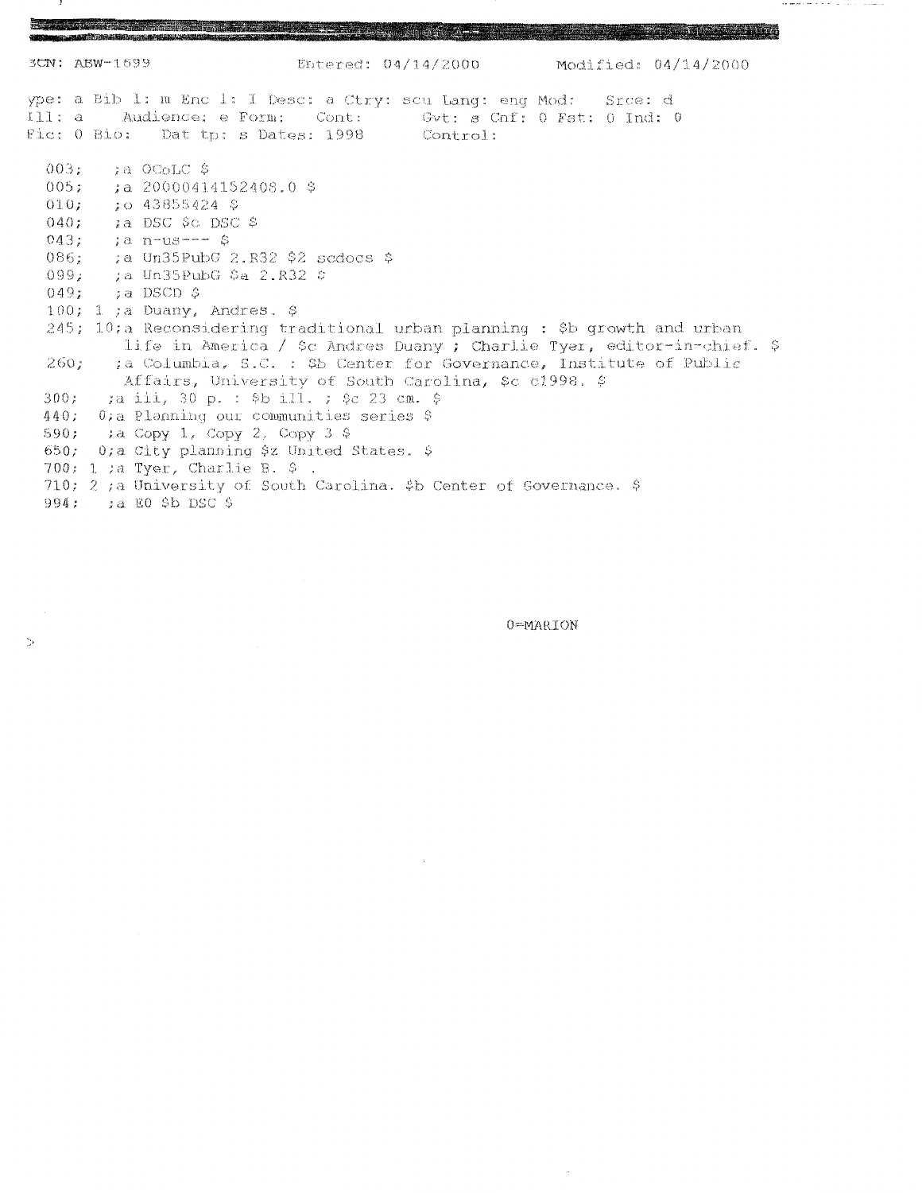```
3CN: ABW-1599                  Entered: 04/14/2000        Modified: 04/14/2000

ype: a Bib l: m Enc l: I Desc: a Ctry: scu Lang: eng Mod:    Srce: d
Ill: a    Audience: e Form:    Cont:        Gvt: s Cnf: 0 Fst: 0 Ind: 0
Fic: 0 Bio:   Dat tp: s Dates: 1998        Control:

  003;    ;a OCoLC $
  005;    ;a 20000414152408.0 $
  010;    ;o 43855424 $
  040;    ;a DSC $c DSC $
  043;    ;a n-us--- $
  086;    ;a Un35PubG 2.R32 $2 scdocs $
  099;    ;a Un35PubG $a 2.R32 $
  049;    ;a DSCD $
  100; 1 ;a Duany, Andres. $
  245; 10;a Reconsidering traditional urban planning : $b growth and urban
         life in America / $c Andres Duany ; Charlie Tyer, editor-in-chief. $
  260;    ;a Columbia, S.C. : $b Center for Governance, Institute of Public
         Affairs, University of South Carolina, $c c1998. $
  300;    ;a iii, 30 p. : $b ill. ; $c 23 cm. $
  440;  0;a Planning our communities series $
  590;    ;a Copy 1, Copy 2, Copy 3 $
  650;  0;a City planning $z United States. $
  700; 1 ;a Tyer, Charlie B. $ .
  710; 2 ;a University of South Carolina. $b Center of Governance. $
  994;    ;a E0 $b DSC $

                                                   0=MARION
>
```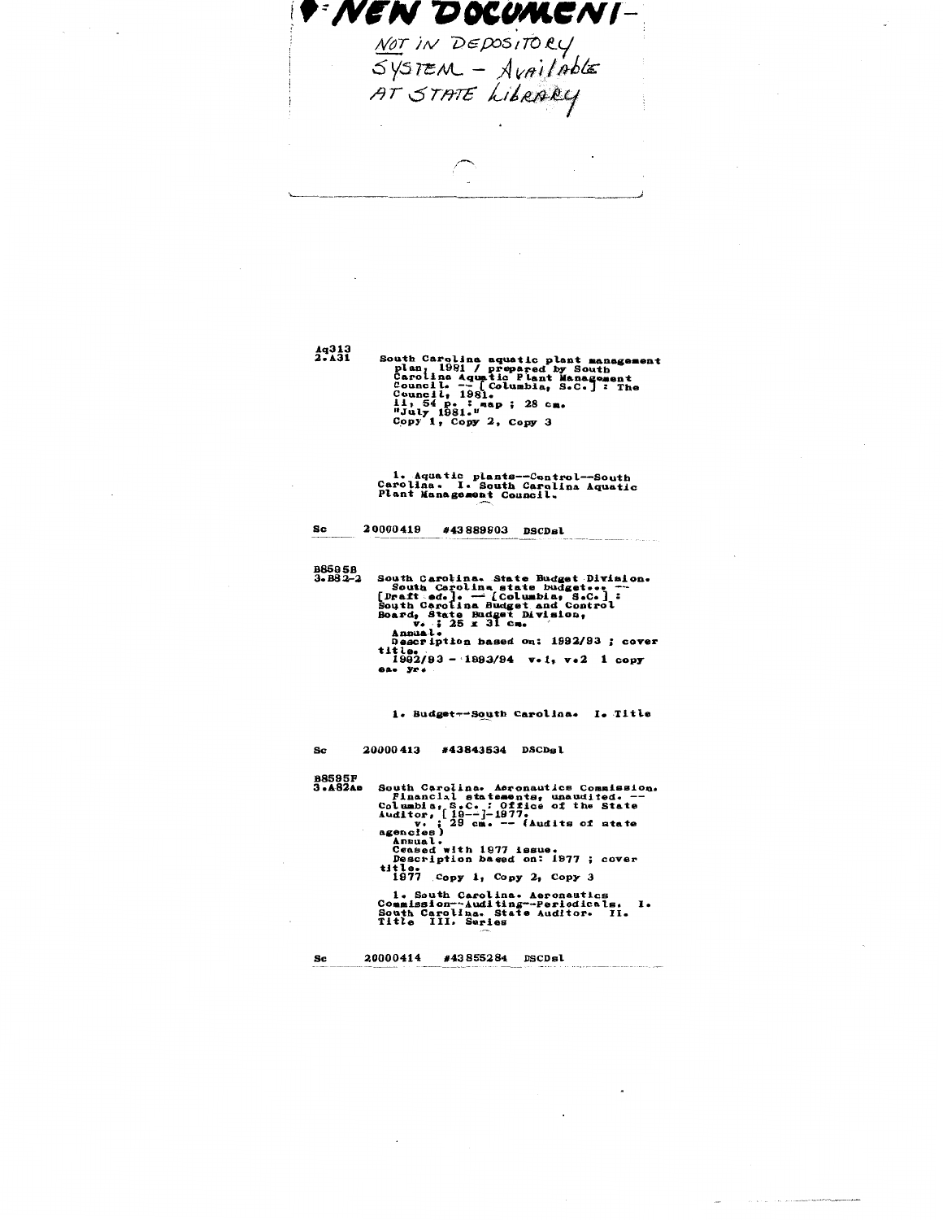**NEW DOCUMENT-**

NOT IN DEPOSITORY SYSTEM – Available AT STATE LIBRARY

Aq313
2.A31

South Carolina aquatic plant management plan, 1981 / prepared by South Carolina Aquatic Plant Management Council. -- [Columbia, S.C.] : The Council, 1981.
ii, 54 p. : map ; 28 cm.
"July 1981."
Copy 1, Copy 2, Copy 3

1. Aquatic plants--Control--South Carolina. I. South Carolina Aquatic Plant Management Council.

Sc 20000419 #43889903 DSCDsl

B8595B
3.B82-2

South Carolina. State Budget Division.
South Carolina state budget... -- [Draft ed.]. -- [Columbia, S.C.] : South Carolina Budget and Control Board, State Budget Division,
v. ; 25 x 31 cm.
Annual.
Description based on: 1992/93 ; cover title.
1992/93 - 1993/94 v.1, v.2 1 copy ea. yr.

1. Budget--South Carolina. I. Title

Sc 20000413 #43843534 DSCDsl

B8595F
3.A82Ae

South Carolina. Aeronautics Commission.
Financial statements, unaudited. -- Columbia, S.C. : Office of the State Auditor, [19--]-1977.
v. ; 29 cm. -- (Audits of state agencies)
Annual.
Ceased with 1977 issue.
Description based on: 1977 ; cover title.
1977 Copy 1, Copy 2, Copy 3

1. South Carolina. Aeronautics Commission--Auditing--Periodicals. I. South Carolina. State Auditor. II. Title III. Series

Sc 20000414 #43855284 DSCDsl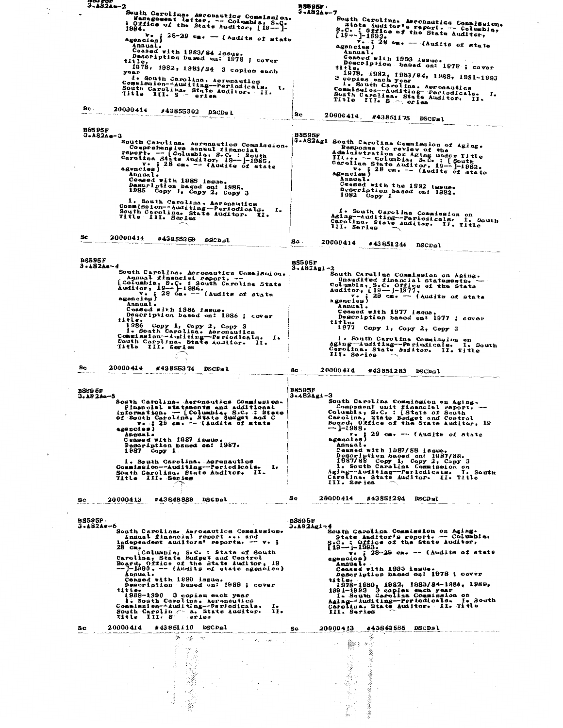B8595F
3.A82Ae-2

South Carolina. Aeronautics Commission.
Management letter. -- Columbia, S.C. : Office of the State Auditor, [19--]-1984.
v. ; 28-29 cm. -- (Audits of state agencies)
Annual.
Ceased with 1983/84 issue.
Description based on: 1978 ; cover title.
1978, 1982, 1983/84 3 copies each year
I. South Carolina. Aeronautics Commission--Auditing--Periodicals. I. South Carolina. State Auditor. II. Title III. Series

Sc 20000414 #43855302 DSCDsl

---

B8595F
3.A82Ae-7

South Carolina. Aeronautics Commission.
State Auditor's report. -- Columbia, S.C. : Office of the State Auditor, [19--]-1993.
v. ; 28 cm. -- (Audits of state agencies)
Annual.
Ceased with 1993 issue.
Description based on: 1978 ; cover title.
1978, 1982, 1983/84, 1988, 1991-1993
3 copies each year
1. South Carolina. Aeronautics Commission--Auditing--Periodicals. I. South Carolina. State Auditor. II. Title III. Series

Sc 20000414 #43851175 DSCDsl

---

B8595F
3.A82Ae-3

South Carolina. Aeronautics Commission.
Comprehensive annual financial report. -- [Columbia, S.C. : South Carolina State Auditor, 19--]-1985.
v. ; 28 cm. -- (Audits of state agencies)
Annual.
Ceased with 1985 issue.
Description based on: 1985.
1985 Copy 1, Copy 2, Copy 3
1. South Carolina. Aeronautics Commission--Auditing--Periodicals. I. South Carolina. State Auditor. II. Title III. Series

Sc 20000414 #43855359 DSCDsl

---

B8595F
3.A82Ag1

South Carolina Commission of Aging.
Response to review of the Administration on Aging under Title III... -- Columbia, S.C. : [South Carolina State Auditor, 19--]-1982.
v. ; 28 cm. -- (Audits of state agencies)
Annual.
Ceased with the 1982 issue.
Description based on: 1982.
1982 Copy 1
1. South Carolina Commission on Aging--Auditing--Periodicals. I. South Carolina. State Auditor. II. Title III. Series

Sc 20000414 #43851246 DSCDsl

---

B8595F
3.A82Ae-4

South Carolina. Aeronautics Commission.
Annual financial report. -- [Columbia, S.C. : South Carolina State Auditor, 19--]-1986.
v. ; 28 cm. -- (Audits of state agencies)
Annual.
Ceased with 1986 issue.
Description based on: 1986 ; cover title.
1986 Copy 1, Copy 2, Copy 3
1. South Carolina. Aeronautics Commission--Auditing--Periodicals. I. South Carolina. State Auditor. II. Title III. Series

Sc 20000414 #43855374 DSCDsl

---

B8595F
3.A82Agi-2

South Carolina Commission on Aging.
Unaudited financial statements. -- Columbia, S.C. Office of the State Auditor, [19--]-1977.
v. ; 29 cm. -- (Audits of state agencies)
Annual.
Ceased with 1977 issue.
Description based on: 1977 ; cover title.
1977 Copy 1, Copy 2, Copy 3
1. South Carolina Commission on Aging--Auditing--Periodicals. I. South Carolina. State Auditor. II. Title III. Series

Sc 20000414 #43851283 DSCDsl

---

B8595F
3.A82Ae-5

South Carolina. Aeronautics Commission.
Financial statements and additional information. -- [Columbia, S.C. : State of South Carolina, State Budget and C
v. ; 29 cm. -- (Audits of state agencies)
Annual.
Ceased with 1987 issue.
Description based on: 1987.
1987 Copy 1
1. South Carolina. Aeronautics Commission--Auditing--Periodicals. I. South Carolina. State Auditor. II. Title III. Series

Sc 20000413 #43848889 DSCDsl

---

B8595F
3.A82Agi-3

South Carolina Commission on Aging.
Component unit financial report. -- Columbia, S.C. : [State of South Carolina, State Budget and Control Board, Office of the State Auditor, 19--]-1988.
v. ; 29 cm. -- (Audits of state agencies)
Annual.
Ceased with 1987/88 issue.
Description based on: 1987/88.
1987/88 Copy 1, Copy 2, Copy 3
1. South Carolina Commission on Aging--Auditing--Periodicals. I. South Carolina. State Auditor. II. Title III. Series

Sc 20000414 #43851294 DSCDsl

---

B8595F
3.A82Ae-6

South Carolina. Aeronautics Commission.
Annual financial report ... and independent auditors' reports. -- v. ; 28 cm.
[Columbia, S.C. : State of South Carolina, State Budget and Control Board, Office of the State Auditor, 19--]-1990. -- (Audits of state agencies)
Annual.
Ceased with 1990 issue.
Description based on: 1989 ; cover title.
1988-1990 3 copies each year
1. South Carolina. Aeronautics Commission--Auditing--Periodicals. I. South Carolina. State Auditor. II. Title III. Series

Sc 20000414 #43851110 DSCDsl

---

B8595F
3.A82Agi-4

South Carolina Commission on Aging.
State Auditor's report. -- Columbia, S.C. : Office of the State Auditor, [19--]-1993.
v. ; 28-29 cm. -- (Audits of state agencies)
Annual.
Ceased with 1993 issue.
Description based on: 1978 ; cover title.
1978-1980, 1982, 1983/84-1986, 1989, 1991-1993 3 copies each year
1. South Carolina Commission on Aging--Auditing--Periodicals. I. South Carolina. State Auditor. II. Title III. Series

Sc 20000413 #43843555 DSCDsl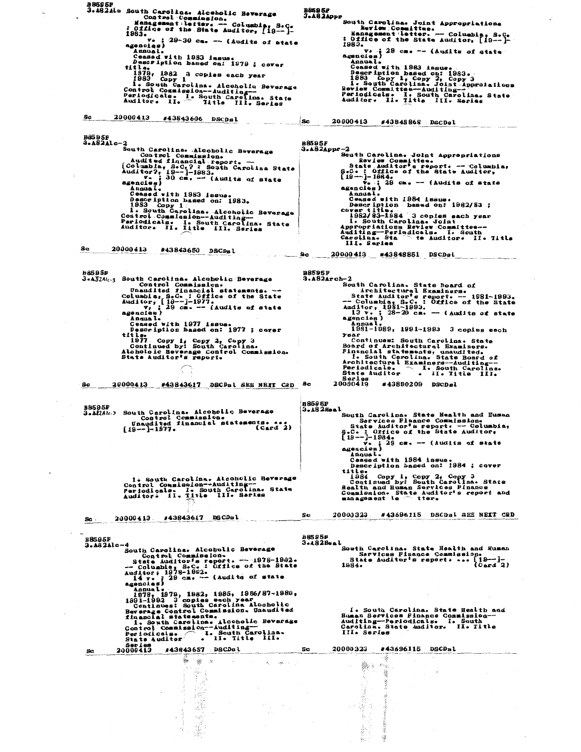B8595F
3.A82Alc

South Carolina. Alcoholic Beverage Control Commission.
Management letter. -- Columbia, S.C. : Office of the State Auditor, [19--]-1983.
v. ; 29-30 cm. -- (Audits of state agencies)
Annual.
Ceased with 1983 issue.
Description based on: 1979 ; cover title.
1979, 1982 3 copies each year
1983 Copy 1
1. South Carolina. Alcoholic Beverage Control Commission--Auditing--Periodicals. I. South Carolina. State Auditor. II. Title III. Series

Sc 20000413 #43843606 DSCDsl

---

B8595F
3.A82Appr

South Carolina. Joint Appropriations Review Committee.
Management letter. -- Columbia, S.C. : Office of the State Auditor, [19--]-1983.
v. ; 29 cm. -- (Audits of state agencies)
Annual.
Ceased with 1983 issue.
Description based on: 1983.
1983 Copy 1, Copy 2, Copy 3
1. South Carolina. Joint Approriations Review Committee--Auditing--Periodicals. I. South Carolina. State Auditor. II. Title III. Series

Sc 20000413 #43848868 DSCDsl

---

B8595F
3.A82Alc-2

South Carolina. Alcoholic Beverage Control Commission.
Audited financial report. -- [Columbia, S.C.? : South Carolina State Auditor?, 19--]-1983.
v. ; 30 cm. -- (Audits of state agencies)
Annual.
Ceased with 1983 issue.
Description based on: 1983.
1983 Copy 1
1. South Carolina. Alcoholic Beverage Control Commission--Auditing--Periodicals. I. South Carolina. State Auditor. II. Title III. Series

Sc 20000413 #43843650 DSCDsl

---

B8595F
3.A82Appr-2

South Carolina. Joint Appropriations Review Committee.
State Auditor's report. -- Columbia, S.C. : Office of the State Auditor, [19--]-1984.
v. ; 29 cm. -- (Audits of state agencies)
Annual.
Ceased with 1984 issue.
Description based on: 1982/83 ; cover title.
1982/83-1984 3 copies each year
1. South Carolina. Joint Appropriations Review Committee--Auditing--Periodicals. I. South Carolina. State Auditor. II. Title III. Series

Sc 20000413 #43848851 DSCDsl

---

B8595F
3.A82Alc-3

South Carolina. Alcoholic Beverage Control Commission.
Unaudited financial statements. -- Columbia, S.C. : Office of the State Auditor, [19--]-1977.
v. ; 29 cm. -- (Audits of state agencies)
Annual.
Ceased with 1977 issue.
Description based on: 1977 ; cover title.
1977 Copy 1, Copy 2, Copy 3
Continued by: South Carolina. Alcoholic Beverage Control Commission. State Auditor's report.

Sc 20000413 #43843617 DSCDsl SEE NEXT CRD

---

B8595F
3.A82Arch-2

South Carolina. State Board of Architectural Examiners.
State Auditor's report. -- 1981-1993. -- Columbia, S.C. : Office of the State Auditor, 1981-1993.
13 v. ; 28-29 cm. -- (Audits of state agencies)
Annual.
1981-1989, 1991-1993 3 copies each year
Continues: South Carolina. State Board of Architectural Examiners. Financial statements, unaudited.
1. South Carolina. State Board of Architectural Examiners--Auditing--Periodicals. I. South Carolina. State Auditor. II. Title III. Series

Sc 20000419 #43890209 DSCDsl

---

B8595F
3.A82Alc-3

South Carolina. Alcoholic Beverage Control Commission.
Unaudited financial statements. ... [19--]-1977. (Card 2)

1. South Carolina. Alcoholic Beverage Control Commission--Auditing--Periodicals. I. South Carolina. State Auditor. II. Title III. Series

Sc 20000413 #43843617 DSCDsl

---

B8595F
3.A82Heal

South Carolina. State Health and Human Services Finance Commission.
State Auditor's report. -- Columbia, S.C. : Office of the State Auditor, [19--]-1984.
v. ; 29 cm. -- (Audits of state agencies)
Annual.
Ceased with 1984 issue.
Description based on: 1984 ; cover title.
1984 Copy 1, Copy 2, Copy 3
Continued by: South Carolina. State Health and Human Services Finance Commission. State Auditor's report and management letter.

Sc 20000323 #43696115 DSCDsl SEE NEXT CRD

---

B8595F
3.A82Alc-4

South Carolina. Alcoholic Beverage Control Commission.
State Auditor's report. -- 1978-1992. -- Columbia, S.C. : Office of the State Auditor, 1978-1992.
14 v. ; 29 cm. -- (Audits of state agencies)
Annual.
1978, 1979, 1982, 1985, 1986/87-1989, 1991-1992 3 copies each year
Continues: South Carolina Alcoholic Beverage Control Commission. Unaudited financial statements.
1. South Carolina. Alcoholic Beverage Control Commission--Auditing--Periodicals. I. South Carolina. State Auditor. II. Title III. Series

Sc 20000413 #43843657 DSCDsl

---

B8595F
3.A82Heal

South Carolina. State Health and Human Services Finance Commission.
State Auditor's report. ... [19--]-1984. (Card 2)

1. South Carolina. State Health and Human Services Finance Commission--Auditing--Periodicals. I. South Carolina. State Auditor. II. Title III. Series

Sc 20000323 #43696115 DSCDsl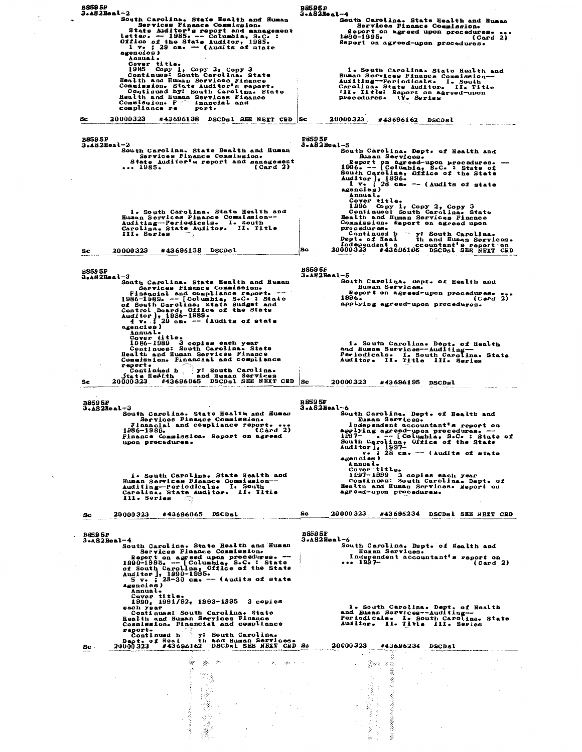B8595F
3.A82Heal-2

South Carolina. State Health and Human Services Finance Commission.
State Auditor's report and management letter. -- 1985. -- Columbia, S.C. : Office of the State Auditor, 1985.
1 v. ; 29 cm. -- (Audits of state agencies)
Annual.
Cover title.
1985 Copy 1, Copy 2, Copy 3
Continues: South Carolina. State Health and Human Services Finance Commission. State Auditor's report.
Continued by: South Carolina. State Health and Human Services Finance Commission. Financial and compliance report.

Sc 20000323 #43696138 DSCDsl SEE NEXT CRD

---

B8595F
3.A82Heal-2

South Carolina. State Health and Human Services Finance Commission.
State Auditor's report and management ... 1985. (Card 2)

1. South Carolina. State Health and Human Services Finance Commission--Auditing--Periodicals. I. South Carolina. State Auditor. II. Title III. Series

Sc 20000323 #43696138 DSCDsl

---

B8595F
3.A82Heal-3

South Carolina. State Health and Human Services Finance Commission.
Financial and compliance report. -- 1986-1989. -- [Columbia, S.C. : State of South Carolina, State Budget and Control Board, Office of the State Auditor], 1986-1989.
4 v. ; 29 cm. -- (Audits of state agencies)
Annual.
Cover title.
1986-1989 3 copies each year
Continues: South Carolina. State Health and Human Services Finance Commission. Financial and compliance report.
Continued by: South Carolina. State Health and Human Services

Sc 20000323 #43696065 DSCDsl SEE NEXT CRD

---

B8595F
3.A82Heal-3

South Carolina. State Health and Human Services Finance Commission.
Financial and compliance report. ... 1986-1989. (Card 2)
Finance Commission. Report on agreed upon procedures.

1. South Carolina. State Health and Human Services Finance Commission--Auditing--Periodicals. I. South Carolina. State Auditor. II. Title III. Series

Sc 20000323 #43696065 DSCDsl

---

B8595F
3.A82Heal-4

South Carolina. State Health and Human Services Finance Commission.
Report on agreed upon procedures. -- 1990-1995. -- [Columbia, S.C. : State of South Carolina, Office of the State Auditor], 1990-1995.
5 v. ; 28-30 cm. -- (Audits of state agencies)
Annual.
Cover title.
1990, 1991/92, 1993-1995 3 copies each year
Continues: South Carolina. State Health and Human Services Finance Commission. Financial and compliance report.
Continued by: South Carolina. Dept. of Health and Human Services.

Sc 20000323 #43696162 DSCDsl SEE NEXT CRD

---

B8595F
3.A82Heal-4

South Carolina. State Health and Human Services Finance Commission.
Report on agreed upon procedures. ... 1990-1995. (Card 2)
Report on agreed-upon procedures.

1. South Carolina. State Health and Human Services Finance Commission--Auditing--Periodicals. I. South Carolina. State Auditor. II. Title III. Title: Report on agreed-upon procedures. IV. Series

Sc 20000323 #43696162 DSCDsl

---

B8595F
3.A82Heal-5

South Carolina. Dept. of Health and Human Services.
Report on agreed-upon procedures. -- 1996. -- [Columbia, S.C. : State of South Carolina, Office of the State Auditor], 1996.
1 v. ; 28 cm. -- (Audits of state agencies)
Annual.
Cover title.
1996 Copy 1, Copy 2, Copy 3
Continues: South Carolina. State Health and Human Services Finance Commission. Report on agreed upon procedures.
Continued by: South Carolina. Dept. of Health and Human Services. Independent accountant's report on

Sc 20000323 #43696195 DSCDsl SEE NEXT CRD

---

B8595F
3.A82Heal-5

South Carolina. Dept. of Health and Human Services.
Report on agreed-upon procedures. ... 1996. (Card 2)
applying agreed-upon procedures.

1. South Carolina. Dept. of Health and Human Services--Auditing--Periodicals. I. South Carolina. State Auditor. II. Title III. Series

Sc 20000323 #43696195 DSCDsl

---

B8595F
3.A82Heal-6

South Carolina. Dept. of Health and Human Services.
Independent accountant's report on applying agreed-upon procedures. -- 1997- . -- [Columbia, S.C. : State of South Carolina, Office of the State Auditor], 1997-
v. ; 28 cm. -- (Audits of state agencies)
Annual.
Cover title.
1997-1999 3 copies each year
Continues: South Carolina. Dept. of Health and Human Services. Report on agreed-upon procedures.

Sc 20000323 #43696234 DSCDsl SEE NEXT CRD

---

B8595F
3.A82Heal-6

South Carolina. Dept. of Health and Human Services.
Independent accountant's report on ... 1997- (Card 2)

1. South Carolina. Dept. of Health and Human Services--Auditing--Periodicals. I. South Carolina. State Auditor. II. Title III. Series

Sc 20000323 #43696234 DSCDsl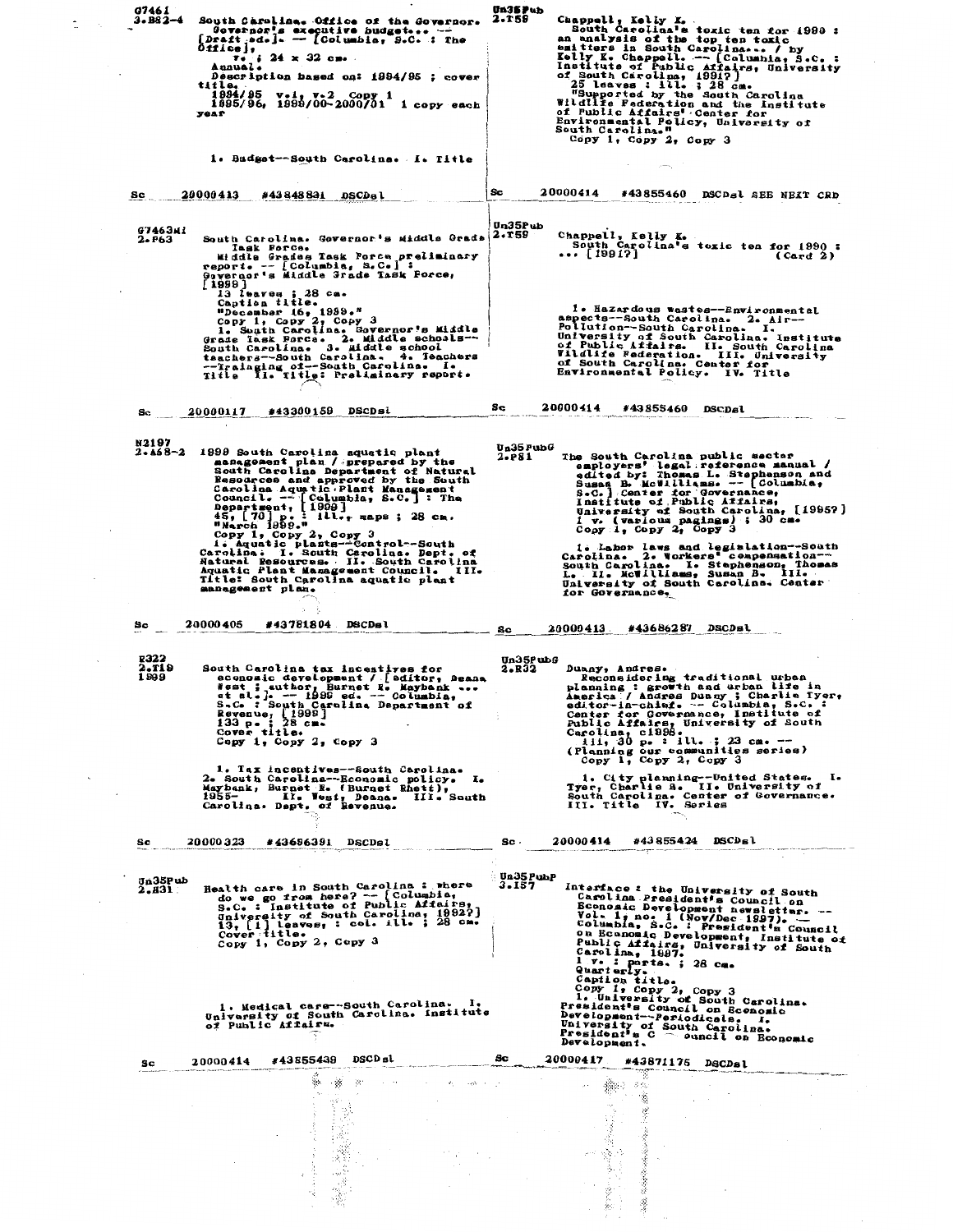G7461
3.B82-4

South Carolina. Office of the Governor.
Governor's executive budget... -- [Draft ed.]. -- [Columbia, S.C. : The Office],
v. ; 24 x 32 cm.
Annual.
Description based on: 1994/95 ; cover title.
1994/95 v.1, v.2 Copy 1
1995/96, 1999/00-2000/01 1 copy each year

1. Budget--South Carolina. I. Title

Sc 20000413 #43848831 DSCDsl

---

Un35Pub
2.T59

Chappell, Kelly K.
South Carolina's toxic ten for 1990 : an analysis of the top ten toxic emitters in South Carolina... / by Kelly K. Chappell. -- [Columbia, S.C. : Institute of Public Affairs, University of South Carolina, 1991?]
25 leaves : ill. ; 28 cm.
"Supported by the South Carolina Wildlife Federation and the Institute of Public Affairs' Center for Environmental Policy, University of South Carolina."
Copy 1, Copy 2, Copy 3

Sc 20000414 #43855460 DSCDsl SEE NEXT CRD

---

G7463Mi
2.P63

South Carolina. Governor's Middle Grade Task Force.
Middle Grades Task Force preliminary report. -- [Columbia, S.C.] : Governor's Middle Grade Task Force, [1999]
13 leaves ; 28 cm.
Caption title.
"December 16, 1999."
Copy 1, Copy 2, Copy 3
1. South Carolina. Governor's Middle Grade Task Force. 2. Middle schools--South Carolina. 3. Middle school teachers--South Carolina. 4. Teachers--Training of--South Carolina. I. Title II. Title: Preliminary report.

Sc 20000117 #43300159 DSCDsl

---

Un35Pub
2.T59

Chappell, Kelly K.
South Carolina's toxic ten for 1990 : ... [1991?] (Card 2)

1. Hazardous wastes--Environmental aspects--South Carolina. 2. Air--Pollution--South Carolina. I. University of South Carolina. Institute of Public Affairs. II. South Carolina Wildlife Federation. III. University of South Carolina. Center for Environmental Policy. IV. Title

Sc 20000414 #43855460 DSCDsl

---

N2197
2.A68-2

1999 South Carolina aquatic plant management plan / prepared by the South Carolina Department of Natural Resources and approved by the South Carolina Aquatic Plant Management Council. -- [Columbia, S.C.] : The Department, [1999]
45, [70] p. : ill., maps ; 28 cm.
"March 1999."
Copy 1, Copy 2, Copy 3
1. Aquatic plants--Control--South Carolina. I. South Carolina. Dept. of Natural Resources. II. South Carolina Aquatic Plant Management Council. III. Title: South Carolina aquatic plant management plan.

Sc 20000405 #43781804 DSCDsl

---

Un35PubG
2.P81

The South Carolina public sector employers' legal reference manual / edited by: Thomas L. Stephenson and Susan B. McWilliams. -- [Columbia, S.C.] Center for Governance, Institute of Public Affairs, University of South Carolina, [1995?]
1 v. (various pagings) ; 30 cm.
Copy 1, Copy 2, Copy 3

1. Labor laws and legislation--South Carolina. 2. Workers' compensation--South Carolina. I. Stephenson, Thomas L. II. McWilliams, Susan B. III. University of South Carolina. Center for Governance.

Sc 20000413 #43686287 DSCDsl

---

R322
2.T19
1999

South Carolina tax incentives for economic development / [editor, Deana West ; author, Burnet R. Maybank ... et al.]. -- 1999 ed. -- Columbia, S.C. : South Carolina Department of Revenue, [1999]
133 p. ; 28 cm.
Cover title.
Copy 1, Copy 2, Copy 3

1. Tax incentives--South Carolina. 2. South Carolina--Economic policy. I. Maybank, Burnet R. (Burnet Rhett), 1955- II. West, Deana. III. South Carolina. Dept. of Revenue.

Sc 20000323 #43696391 DSCDsl

---

Un35PubG
2.R32

Duany, Andres.
Reconsidering traditional urban planning : growth and urban life in America / Andres Duany ; Charlie Tyer, editor-in-chief. -- Columbia, S.C. : Center for Governance, Institute of Public Affairs, University of South Carolina, c1998.
iii, 30 p. : ill. ; 23 cm. -- (Planning our communities series)
Copy 1, Copy 2, Copy 3

1. City planning--United States. I. Tyer, Charlie B. II. University of South Carolina. Center of Governance. III. Title IV. Series

Sc 20000414 #43855424 DSCDsl

---

Un35Pub
2.H31

Health care in South Carolina : where do we go from here? -- [Columbia, S.C. : Institute of Public Affairs, University of South Carolina, 1992?]
13, [1] leaves : col. ill. ; 28 cm.
Cover title.
Copy 1, Copy 2, Copy 3

1. Medical care--South Carolina. I. University of South Carolina. Institute of Public Affairs.

Sc 20000414 #43855439 DSCDsl

---

Un35PubP
3.I57

Interface : the University of South Carolina President's Council on Economic Development newsletter. -- Vol. 1, no. 1 (Nov/Dec 1997)- . -- Columbia, S.C. : President's Council on Economic Development, Institute of Public Affairs, University of South Carolina, 1997-
1 v. : ports. ; 28 cm.
Quarterly.
Caption title.
Copy 1, Copy 2, Copy 3
1. University of South Carolina. President's Council on Economic Development--Periodicals. I. University of South Carolina. President's Council on Economic Development.

Sc 20000417 #43871175 DSCDsl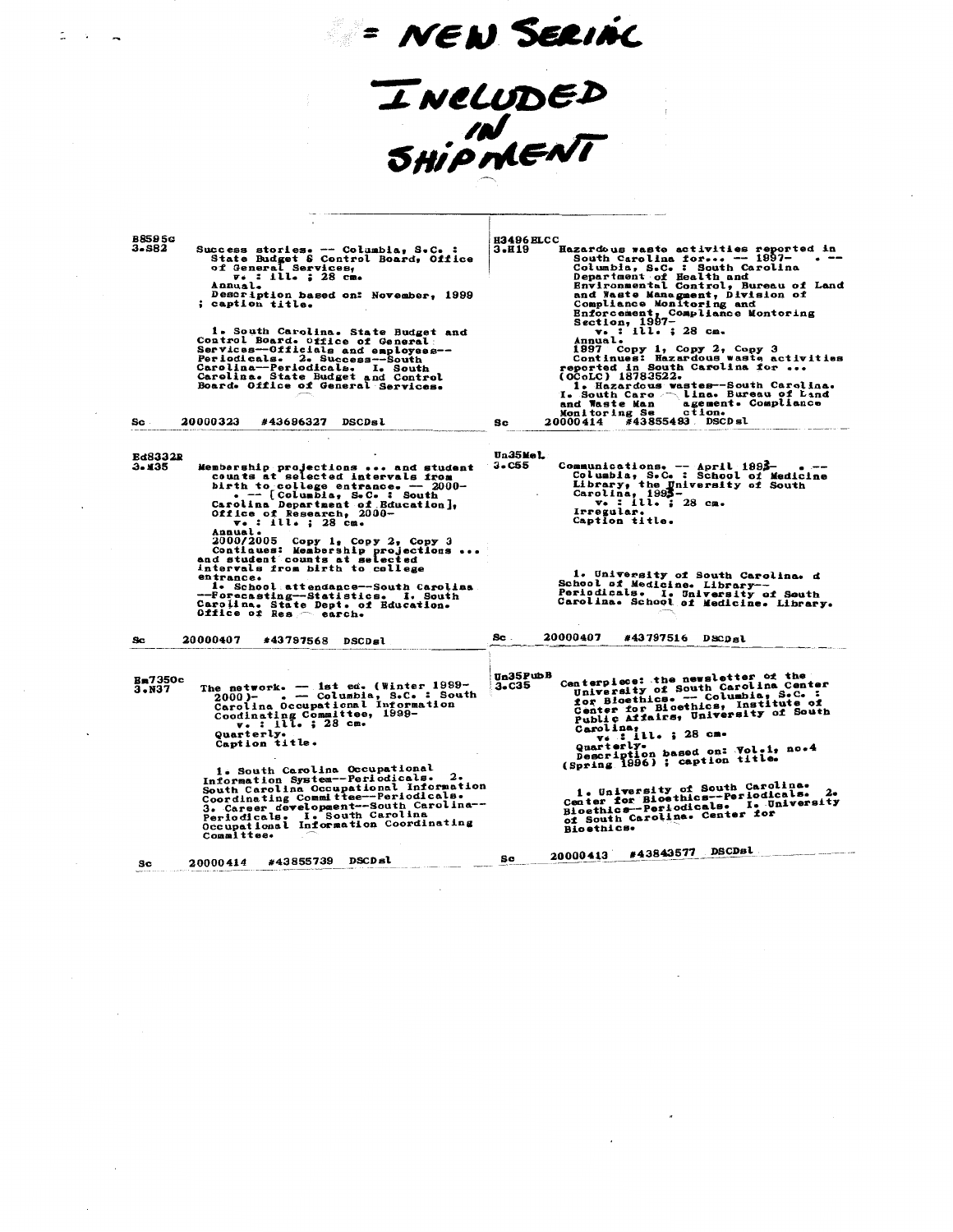= NEW SERIAL INCLUDED IN SHIPMENT

---

B8595c
3.S82

Success stories. -- Columbia, S.C. : State Budget & Control Board, Office of General Services,
v. : ill. ; 28 cm.
Annual.
Description based on: November, 1999 ; caption title.

1. South Carolina. State Budget and Control Board. Office of General Services--Officials and employees--Periodicals. 2. Success--South Carolina--Periodicals. I. South Carolina. State Budget and Control Board. Office of General Services.

Sc 20000323 #43696327 DSCDsl

---

H3496ELCC
3.H19

Hazardous waste activities reported in South Carolina for... -- 1997- . -- Columbia, S.C. : South Carolina Department of Health and Environmental Control, Bureau of Land and Waste Managment, Division of Compliance Monitoring and Enforcement, Compliance Montoring Section, 1997-
v. : ill. ; 28 cm.
Annual.
1997 Copy 1, Copy 2, Copy 3
Continues: Hazardous waste activities reported in South Carolina for ... (OCoLC) 18783522.
1. Hazardous wastes--South Carolina. I. South Carolina. Bureau of Land and Waste Management. Compliance Monitoring Section.

Sc 20000414 #43855493 DSCDsl

---

Ed8332R
3.M35

Membership projections ... and student counts at selected intervals from birth to college entrance. -- 2000- . -- [Columbia, S.C. : South Carolina Department of Education], Office of Research, 2000-
v. : ill. ; 28 cm.
Annual.
2000/2005 Copy 1, Copy 2, Copy 3
Continues: Membership projections ... and student counts at selected intervals from birth to college entrance.
1. School attendance--South Carolina--Forecasting--Statistics. I. South Carolina. State Dept. of Education. Office of Research.

Sc 20000407 #43797568 DSCDsl

---

Un35MeL
3.C55

Communications. -- April 1993- . -- Columbia, S.C. : School of Medicine Library, the University of South Carolina, 1993-
v. : ill. ; 28 cm.
Irregular.
Caption title.

1. University of South Carolina. School of Medicine. Library--Periodicals. I. University of South Carolina. School of Medicine. Library.

Sc 20000407 #43797516 DSCDsl

---

Em7350c
3.N37

The network. -- 1st ed. (Winter 1999-2000)- . -- Columbia, S.C. : South Carolina Occupational Information Coodinating Committee, 1999-
v. : ill. ; 28 cm.
Quarterly.
Caption title.

1. South Carolina Occupational Information System--Periodicals. 2. South Carolina Occupational Information Coordinating Committee--Periodicals. 3. Career development--South Carolina--Periodicals. I. South Carolina Occupational Information Coordinating Committee.

Sc 20000414 #43855739 DSCDsl

---

Un35PubB
3.C35

Centerpiece: the newsletter of the University of South Carolina Center for Bioethics. -- Columbia, S.C. : Center for Bioethics, Institute of Public Affairs, University of South Carolina,
v. : ill. ; 28 cm.
Quarterly.
Description based on: Vol.1, no.4 (Spring 1996) ; caption title.

1. University of South Carolina. Center for Bioethics--Periodicals. 2. Bioethics--Periodicals. I. University of South Carolina. Center for Bioethics.

Sc 20000413 #43843577 DSCDsl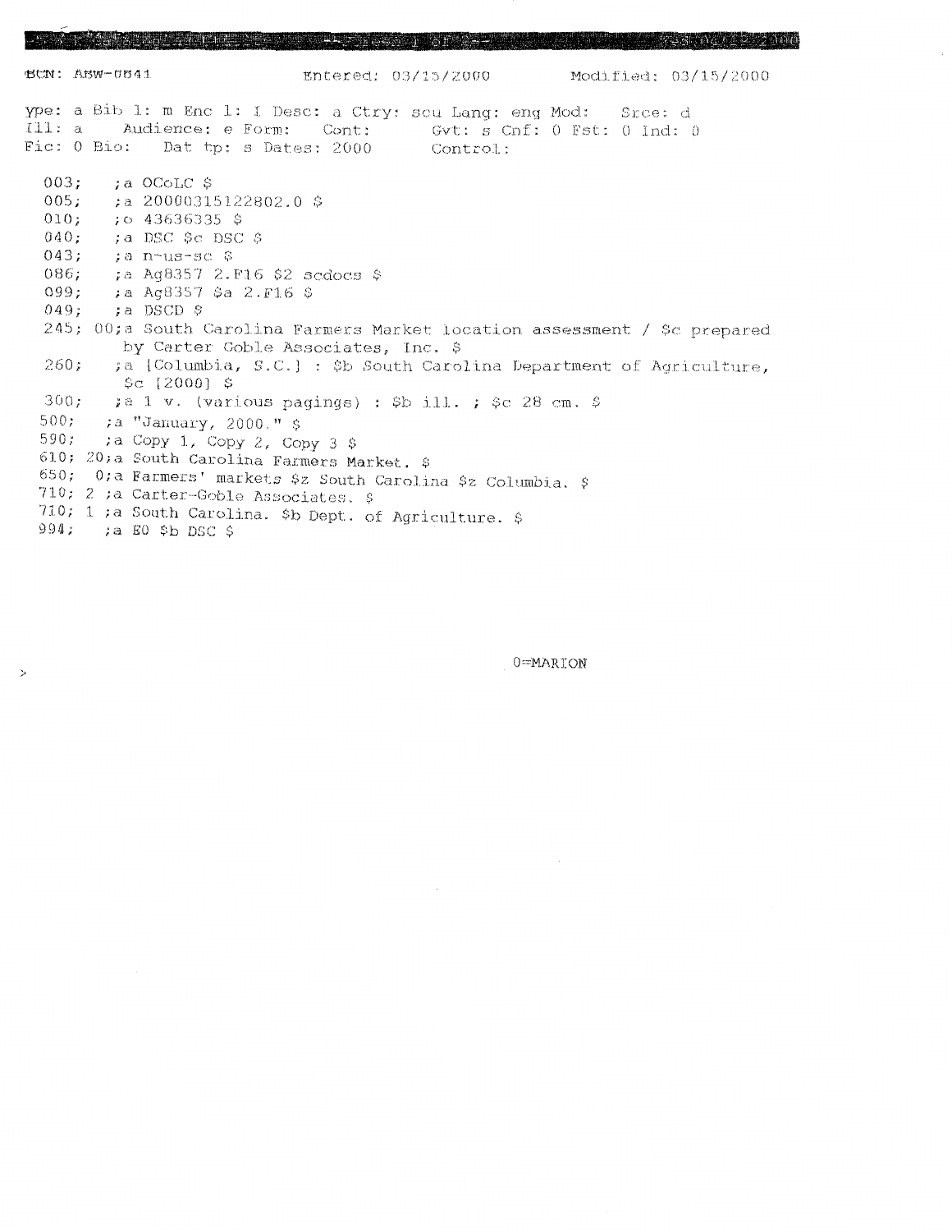BCN: ABW-0841 Entered: 03/15/2000 Modified: 03/15/2000

```
ype: a Bib l: m Enc l: I Desc: a Ctry: scu Lang: eng Mod:   Srce: d
Ill: a    Audience: e Form:    Cont:       Gvt: s Cnf: 0 Fst: 0 Ind: 0
Fic: 0 Bio:    Dat tp: s Dates: 2000       Control:

 003;    ;a OCoLC $
 005;    ;a 20000315122802.0 $
 010;    ;o 43636335 $
 040;    ;a DSC $c DSC $
 043;    ;a n-us-sc $
 086;    ;a Ag8357 2.F16 $2 scdocs $
 099;    ;a Ag8357 $a 2.F16 $
 049;    ;a DSCD $
 245; 00;a South Carolina Farmers Market location assessment / $c prepared
          by Carter Goble Associates, Inc. $
 260;    ;a [Columbia, S.C.] : $b South Carolina Department of Agriculture,
          $c [2000] $
 300;    ;a 1 v. (various pagings) : $b ill. ; $c 28 cm. $
 500;    ;a "January, 2000." $
 590;    ;a Copy 1, Copy 2, Copy 3 $
 610; 20;a South Carolina Farmers Market. $
 650;  0;a Farmers' markets $z South Carolina $z Columbia. $
 710; 2 ;a Carter-Goble Associates. $
 710; 1 ;a South Carolina. $b Dept. of Agriculture. $
 994;    ;a E0 $b DSC $
```

>

0=MARION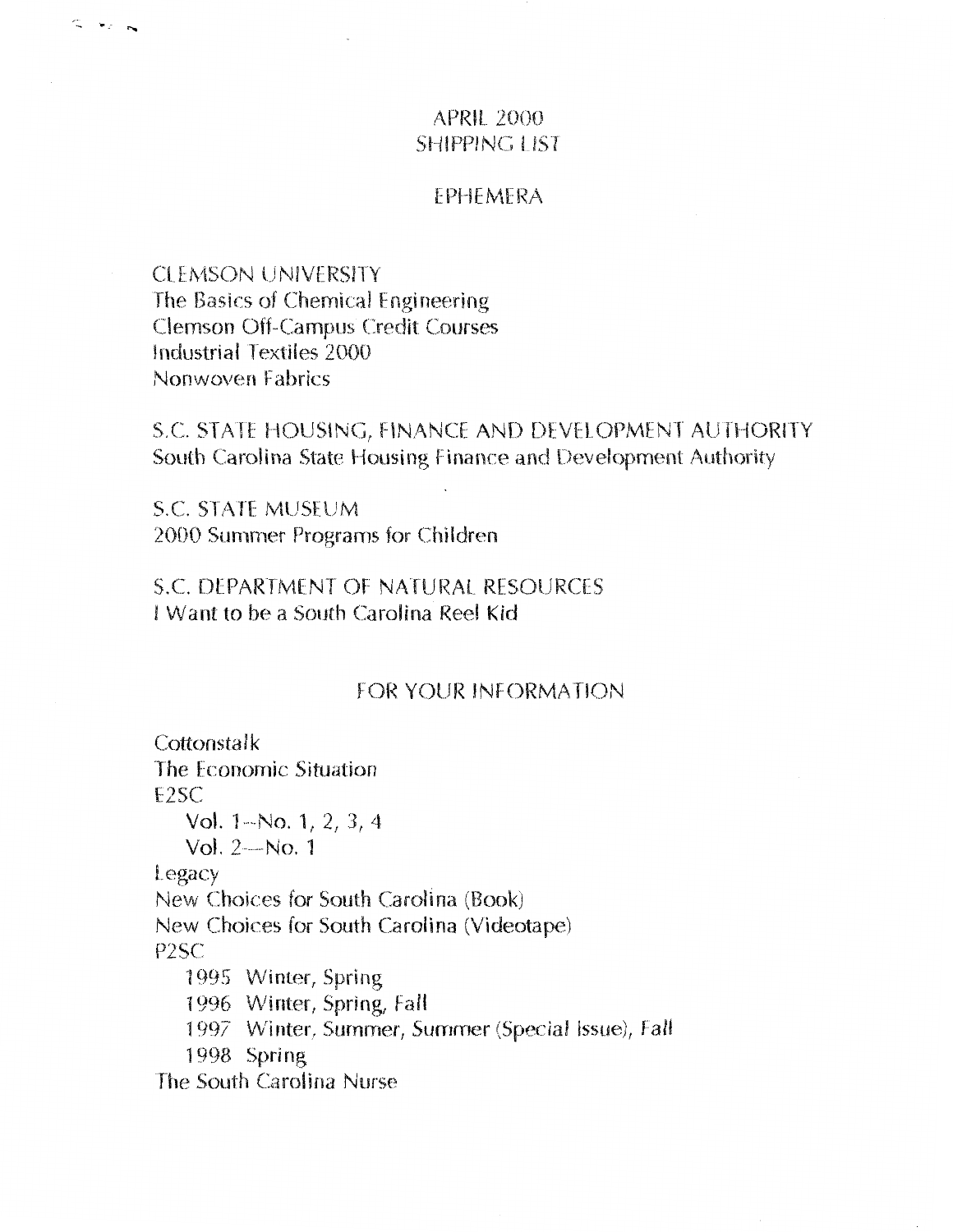# APRIL 2000
# SHIPPING LIST

## EPHEMERA

CLEMSON UNIVERSITY
The Basics of Chemical Engineering
Clemson Off-Campus Credit Courses
Industrial Textiles 2000
Nonwoven Fabrics

S.C. STATE HOUSING, FINANCE AND DEVELOPMENT AUTHORITY
South Carolina State Housing Finance and Development Authority

S.C. STATE MUSEUM
2000 Summer Programs for Children

S.C. DEPARTMENT OF NATURAL RESOURCES
I Want to be a South Carolina Reel Kid

## FOR YOUR INFORMATION

Cottonstalk
The Economic Situation
E2SC
- Vol. 1—No. 1, 2, 3, 4
- Vol. 2—No. 1

Legacy
New Choices for South Carolina (Book)
New Choices for South Carolina (Videotape)
P2SC
- 1995 Winter, Spring
- 1996 Winter, Spring, Fall
- 1997 Winter, Summer, Summer (Special Issue), Fall
- 1998 Spring

The South Carolina Nurse